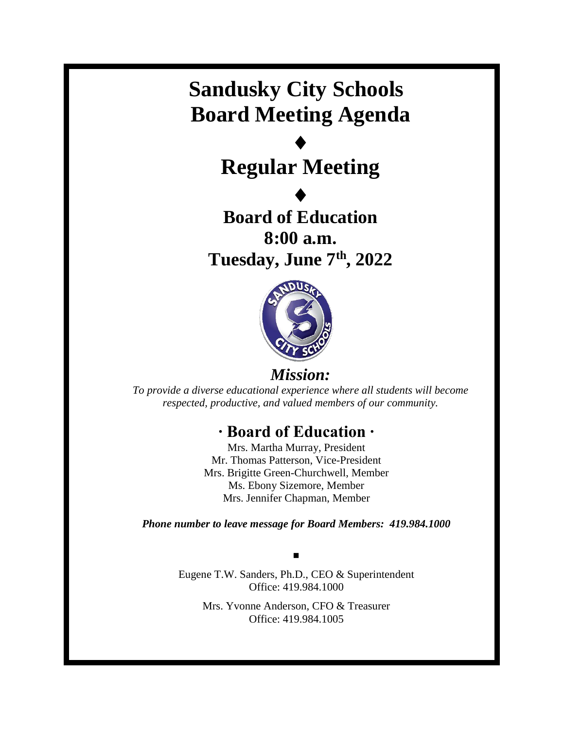# Sandusky City Schools
# Board Meeting Agenda

♦

# Regular Meeting

♦

## Board of Education
## 8:00 a.m.
## Tuesday, June 7th, 2022

## *Mission:*

*To provide a diverse educational experience where all students will become respected, productive, and valued members of our community.*

## · Board of Education ·

Mrs. Martha Murray, President
Mr. Thomas Patterson, Vice-President
Mrs. Brigitte Green-Churchwell, Member
Ms. Ebony Sizemore, Member
Mrs. Jennifer Chapman, Member

***Phone number to leave message for Board Members: 419.984.1000***

▪

Eugene T.W. Sanders, Ph.D., CEO & Superintendent
Office: 419.984.1000

Mrs. Yvonne Anderson, CFO & Treasurer
Office: 419.984.1005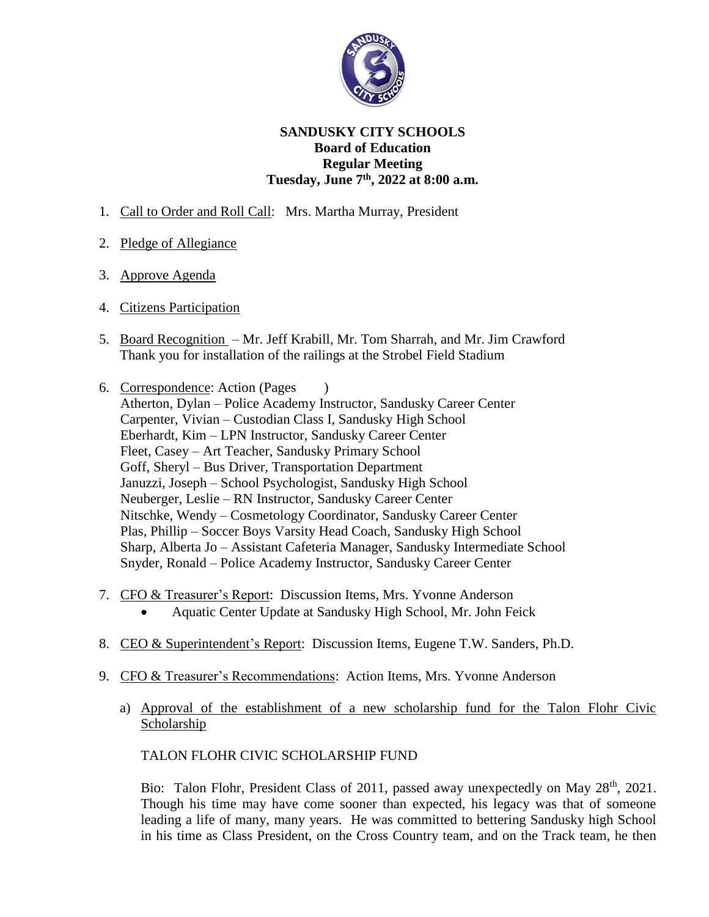# SANDUSKY CITY SCHOOLS
## Board of Education
## Regular Meeting
## Tuesday, June 7th, 2022 at 8:00 a.m.

1. Call to Order and Roll Call: Mrs. Martha Murray, President

2. Pledge of Allegiance

3. Approve Agenda

4. Citizens Participation

5. Board Recognition – Mr. Jeff Krabill, Mr. Tom Sharrah, and Mr. Jim Crawford
   Thank you for installation of the railings at the Strobel Field Stadium

6. Correspondence: Action (Pages )
   Atherton, Dylan – Police Academy Instructor, Sandusky Career Center
   Carpenter, Vivian – Custodian Class I, Sandusky High School
   Eberhardt, Kim – LPN Instructor, Sandusky Career Center
   Fleet, Casey – Art Teacher, Sandusky Primary School
   Goff, Sheryl – Bus Driver, Transportation Department
   Januzzi, Joseph – School Psychologist, Sandusky High School
   Neuberger, Leslie – RN Instructor, Sandusky Career Center
   Nitschke, Wendy – Cosmetology Coordinator, Sandusky Career Center
   Plas, Phillip – Soccer Boys Varsity Head Coach, Sandusky High School
   Sharp, Alberta Jo – Assistant Cafeteria Manager, Sandusky Intermediate School
   Snyder, Ronald – Police Academy Instructor, Sandusky Career Center

7. CFO & Treasurer's Report: Discussion Items, Mrs. Yvonne Anderson
   - Aquatic Center Update at Sandusky High School, Mr. John Feick

8. CEO & Superintendent's Report: Discussion Items, Eugene T.W. Sanders, Ph.D.

9. CFO & Treasurer's Recommendations: Action Items, Mrs. Yvonne Anderson

   a) Approval of the establishment of a new scholarship fund for the Talon Flohr Civic Scholarship

   TALON FLOHR CIVIC SCHOLARSHIP FUND

   Bio: Talon Flohr, President Class of 2011, passed away unexpectedly on May 28th, 2021. Though his time may have come sooner than expected, his legacy was that of someone leading a life of many, many years. He was committed to bettering Sandusky high School in his time as Class President, on the Cross Country team, and on the Track team, he then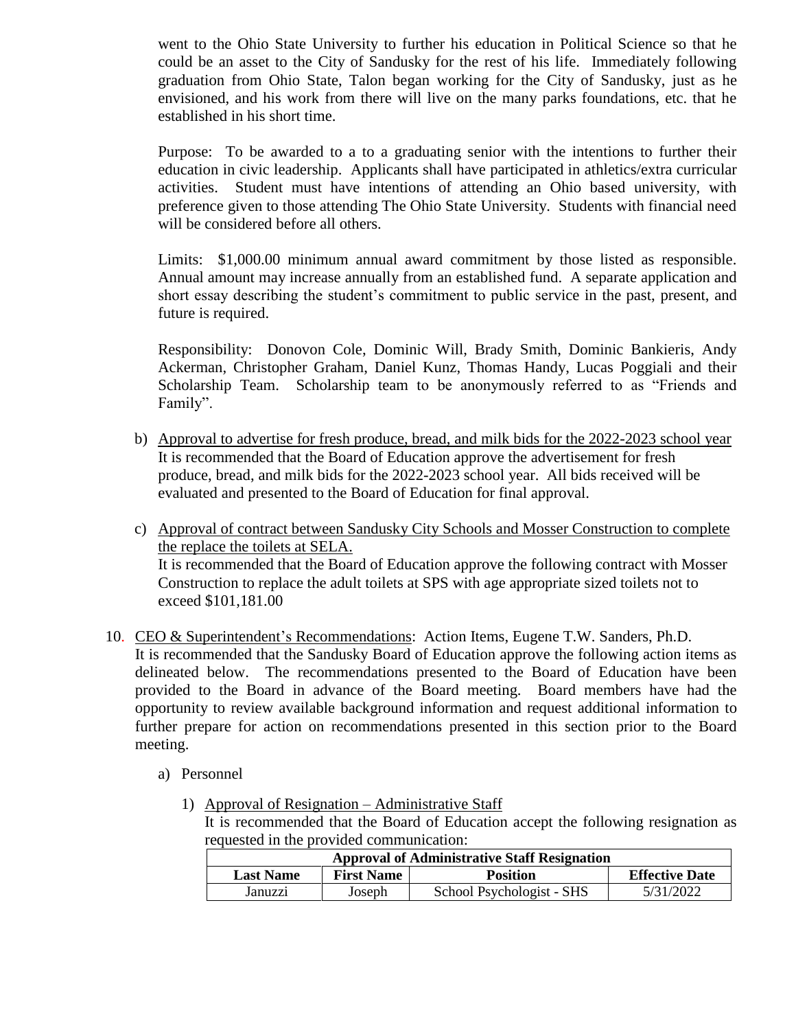went to the Ohio State University to further his education in Political Science so that he could be an asset to the City of Sandusky for the rest of his life. Immediately following graduation from Ohio State, Talon began working for the City of Sandusky, just as he envisioned, and his work from there will live on the many parks foundations, etc. that he established in his short time.

Purpose: To be awarded to a to a graduating senior with the intentions to further their education in civic leadership. Applicants shall have participated in athletics/extra curricular activities. Student must have intentions of attending an Ohio based university, with preference given to those attending The Ohio State University. Students with financial need will be considered before all others.

Limits: $1,000.00 minimum annual award commitment by those listed as responsible. Annual amount may increase annually from an established fund. A separate application and short essay describing the student's commitment to public service in the past, present, and future is required.

Responsibility: Donovon Cole, Dominic Will, Brady Smith, Dominic Bankieris, Andy Ackerman, Christopher Graham, Daniel Kunz, Thomas Handy, Lucas Poggiali and their Scholarship Team. Scholarship team to be anonymously referred to as "Friends and Family".

b) Approval to advertise for fresh produce, bread, and milk bids for the 2022-2023 school year
It is recommended that the Board of Education approve the advertisement for fresh produce, bread, and milk bids for the 2022-2023 school year. All bids received will be evaluated and presented to the Board of Education for final approval.

c) Approval of contract between Sandusky City Schools and Mosser Construction to complete the replace the toilets at SELA.
It is recommended that the Board of Education approve the following contract with Mosser Construction to replace the adult toilets at SPS with age appropriate sized toilets not to exceed $101,181.00

10. CEO & Superintendent's Recommendations: Action Items, Eugene T.W. Sanders, Ph.D.
It is recommended that the Sandusky Board of Education approve the following action items as delineated below. The recommendations presented to the Board of Education have been provided to the Board in advance of the Board meeting. Board members have had the opportunity to review available background information and request additional information to further prepare for action on recommendations presented in this section prior to the Board meeting.

a) Personnel

1) Approval of Resignation – Administrative Staff
It is recommended that the Board of Education accept the following resignation as requested in the provided communication:

| **Approval of Administrative Staff Resignation** | | | |
|---|---|---|---|
| **Last Name** | **First Name** | **Position** | **Effective Date** |
| Januzzi | Joseph | School Psychologist - SHS | 5/31/2022 |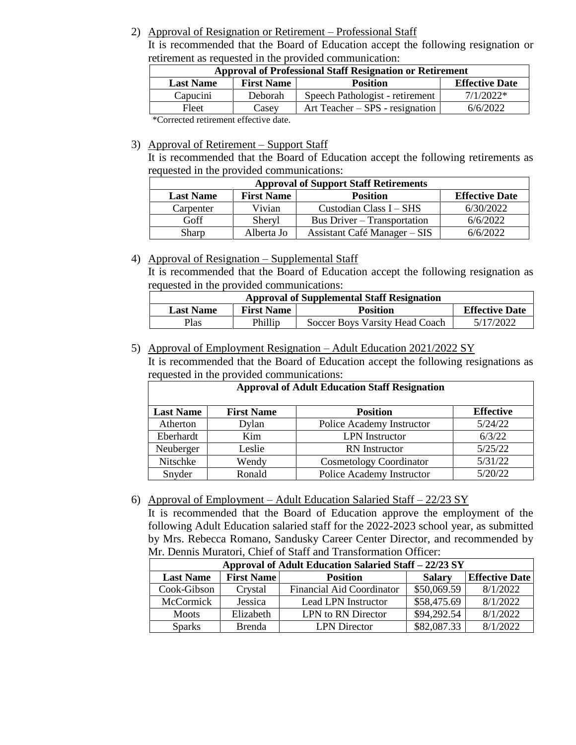2) Approval of Resignation or Retirement – Professional Staff

It is recommended that the Board of Education accept the following resignation or retirement as requested in the provided communication:

| Approval of Professional Staff Resignation or Retirement | | | |
|---|---|---|---|
| **Last Name** | **First Name** | **Position** | **Effective Date** |
| Capucini | Deborah | Speech Pathologist - retirement | 7/1/2022* |
| Fleet | Casey | Art Teacher – SPS - resignation | 6/6/2022 |

*Corrected retirement effective date.

3) Approval of Retirement – Support Staff

It is recommended that the Board of Education accept the following retirements as requested in the provided communications:

| Approval of Support Staff Retirements | | | |
|---|---|---|---|
| **Last Name** | **First Name** | **Position** | **Effective Date** |
| Carpenter | Vivian | Custodian Class I – SHS | 6/30/2022 |
| Goff | Sheryl | Bus Driver – Transportation | 6/6/2022 |
| Sharp | Alberta Jo | Assistant Café Manager – SIS | 6/6/2022 |

4) Approval of Resignation – Supplemental Staff

It is recommended that the Board of Education accept the following resignation as requested in the provided communications:

| Approval of Supplemental Staff Resignation | | | |
|---|---|---|---|
| **Last Name** | **First Name** | **Position** | **Effective Date** |
| Plas | Phillip | Soccer Boys Varsity Head Coach | 5/17/2022 |

5) Approval of Employment Resignation – Adult Education 2021/2022 SY

It is recommended that the Board of Education accept the following resignations as requested in the provided communications:

| Approval of Adult Education Staff Resignation | | | |
|---|---|---|---|
| **Last Name** | **First Name** | **Position** | **Effective** |
| Atherton | Dylan | Police Academy Instructor | 5/24/22 |
| Eberhardt | Kim | LPN Instructor | 6/3/22 |
| Neuberger | Leslie | RN Instructor | 5/25/22 |
| Nitschke | Wendy | Cosmetology Coordinator | 5/31/22 |
| Snyder | Ronald | Police Academy Instructor | 5/20/22 |

6) Approval of Employment – Adult Education Salaried Staff – 22/23 SY

It is recommended that the Board of Education approve the employment of the following Adult Education salaried staff for the 2022-2023 school year, as submitted by Mrs. Rebecca Romano, Sandusky Career Center Director, and recommended by Mr. Dennis Muratori, Chief of Staff and Transformation Officer:

| Approval of Adult Education Salaried Staff – 22/23 SY | | | | |
|---|---|---|---|---|
| **Last Name** | **First Name** | **Position** | **Salary** | **Effective Date** |
| Cook-Gibson | Crystal | Financial Aid Coordinator | $50,069.59 | 8/1/2022 |
| McCormick | Jessica | Lead LPN Instructor | $58,475.69 | 8/1/2022 |
| Moots | Elizabeth | LPN to RN Director | $94,292.54 | 8/1/2022 |
| Sparks | Brenda | LPN Director | $82,087.33 | 8/1/2022 |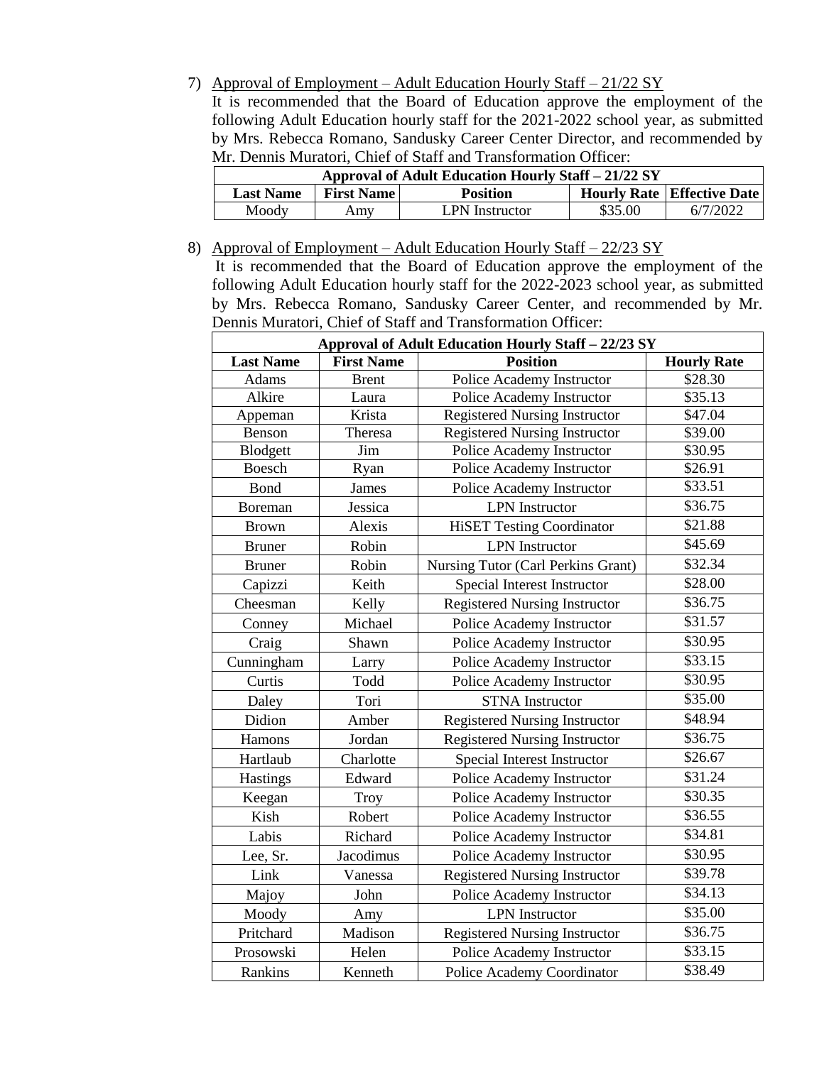7) Approval of Employment – Adult Education Hourly Staff – 21/22 SY

It is recommended that the Board of Education approve the employment of the following Adult Education hourly staff for the 2021-2022 school year, as submitted by Mrs. Rebecca Romano, Sandusky Career Center Director, and recommended by Mr. Dennis Muratori, Chief of Staff and Transformation Officer:

| Approval of Adult Education Hourly Staff – 21/22 SY | | | | |
|---|---|---|---|---|
| **Last Name** | **First Name** | **Position** | **Hourly Rate** | **Effective Date** |
| Moody | Amy | LPN Instructor | $35.00 | 6/7/2022 |

8) Approval of Employment – Adult Education Hourly Staff – 22/23 SY

It is recommended that the Board of Education approve the employment of the following Adult Education hourly staff for the 2022-2023 school year, as submitted by Mrs. Rebecca Romano, Sandusky Career Center, and recommended by Mr. Dennis Muratori, Chief of Staff and Transformation Officer:

| Approval of Adult Education Hourly Staff – 22/23 SY | | | |
|---|---|---|---|
| **Last Name** | **First Name** | **Position** | **Hourly Rate** |
| Adams | Brent | Police Academy Instructor | $28.30 |
| Alkire | Laura | Police Academy Instructor | $35.13 |
| Appeman | Krista | Registered Nursing Instructor | $47.04 |
| Benson | Theresa | Registered Nursing Instructor | $39.00 |
| Blodgett | Jim | Police Academy Instructor | $30.95 |
| Boesch | Ryan | Police Academy Instructor | $26.91 |
| Bond | James | Police Academy Instructor | $33.51 |
| Boreman | Jessica | LPN Instructor | $36.75 |
| Brown | Alexis | HiSET Testing Coordinator | $21.88 |
| Bruner | Robin | LPN Instructor | $45.69 |
| Bruner | Robin | Nursing Tutor (Carl Perkins Grant) | $32.34 |
| Capizzi | Keith | Special Interest Instructor | $28.00 |
| Cheesman | Kelly | Registered Nursing Instructor | $36.75 |
| Conney | Michael | Police Academy Instructor | $31.57 |
| Craig | Shawn | Police Academy Instructor | $30.95 |
| Cunningham | Larry | Police Academy Instructor | $33.15 |
| Curtis | Todd | Police Academy Instructor | $30.95 |
| Daley | Tori | STNA Instructor | $35.00 |
| Didion | Amber | Registered Nursing Instructor | $48.94 |
| Hamons | Jordan | Registered Nursing Instructor | $36.75 |
| Hartlaub | Charlotte | Special Interest Instructor | $26.67 |
| Hastings | Edward | Police Academy Instructor | $31.24 |
| Keegan | Troy | Police Academy Instructor | $30.35 |
| Kish | Robert | Police Academy Instructor | $36.55 |
| Labis | Richard | Police Academy Instructor | $34.81 |
| Lee, Sr. | Jacodimus | Police Academy Instructor | $30.95 |
| Link | Vanessa | Registered Nursing Instructor | $39.78 |
| Majoy | John | Police Academy Instructor | $34.13 |
| Moody | Amy | LPN Instructor | $35.00 |
| Pritchard | Madison | Registered Nursing Instructor | $36.75 |
| Prosowski | Helen | Police Academy Instructor | $33.15 |
| Rankins | Kenneth | Police Academy Coordinator | $38.49 |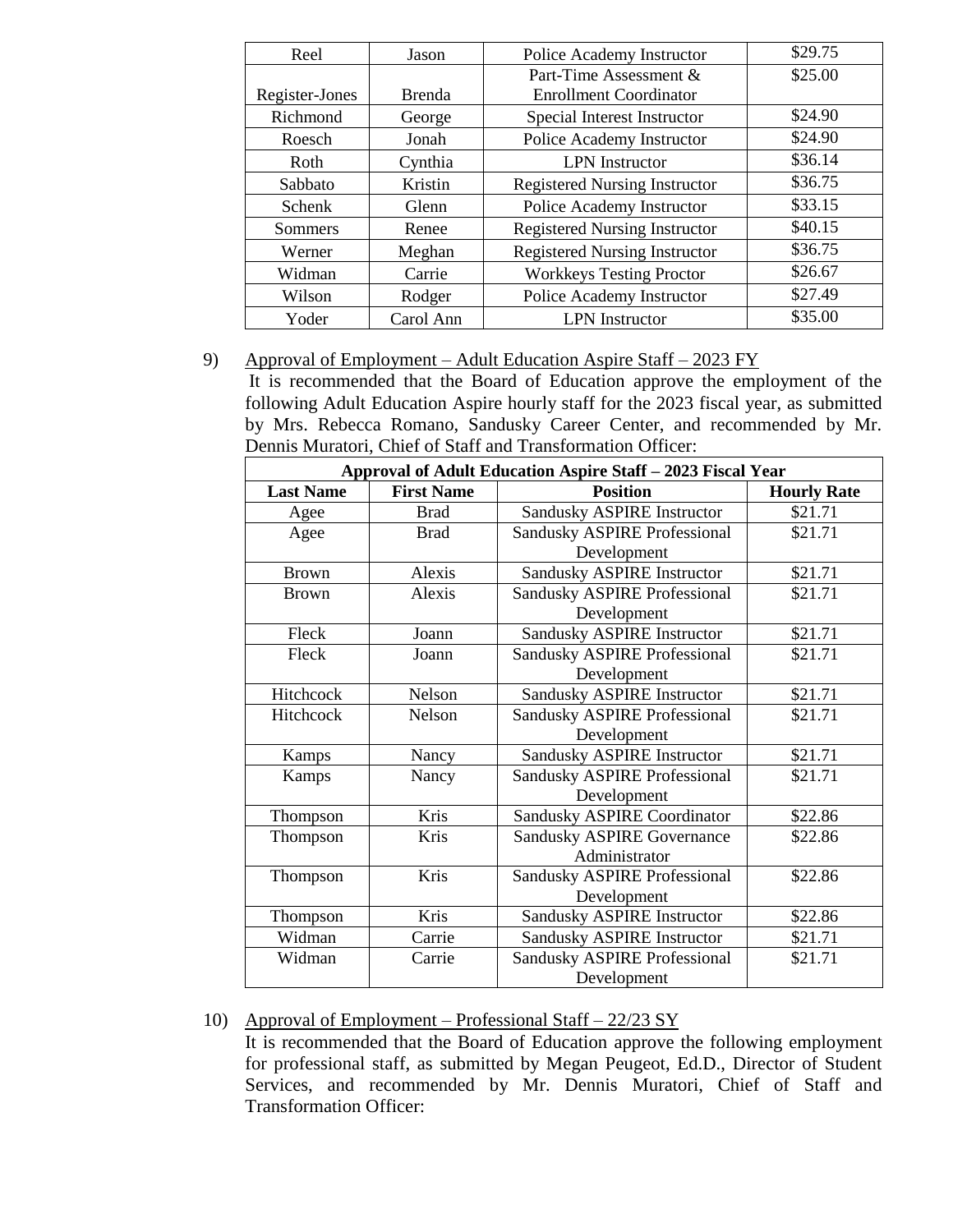| Reel | Jason | Police Academy Instructor | $29.75 |
|---|---|---|---|
| Register-Jones | Brenda | Part-Time Assessment & Enrollment Coordinator | $25.00 |
| Richmond | George | Special Interest Instructor | $24.90 |
| Roesch | Jonah | Police Academy Instructor | $24.90 |
| Roth | Cynthia | LPN Instructor | $36.14 |
| Sabbato | Kristin | Registered Nursing Instructor | $36.75 |
| Schenk | Glenn | Police Academy Instructor | $33.15 |
| Sommers | Renee | Registered Nursing Instructor | $40.15 |
| Werner | Meghan | Registered Nursing Instructor | $36.75 |
| Widman | Carrie | Workkeys Testing Proctor | $26.67 |
| Wilson | Rodger | Police Academy Instructor | $27.49 |
| Yoder | Carol Ann | LPN Instructor | $35.00 |

9) Approval of Employment – Adult Education Aspire Staff – 2023 FY

It is recommended that the Board of Education approve the employment of the following Adult Education Aspire hourly staff for the 2023 fiscal year, as submitted by Mrs. Rebecca Romano, Sandusky Career Center, and recommended by Mr. Dennis Muratori, Chief of Staff and Transformation Officer:

| **Approval of Adult Education Aspire Staff – 2023 Fiscal Year** | | | |
|---|---|---|---|
| **Last Name** | **First Name** | **Position** | **Hourly Rate** |
| Agee | Brad | Sandusky ASPIRE Instructor | $21.71 |
| Agee | Brad | Sandusky ASPIRE Professional Development | $21.71 |
| Brown | Alexis | Sandusky ASPIRE Instructor | $21.71 |
| Brown | Alexis | Sandusky ASPIRE Professional Development | $21.71 |
| Fleck | Joann | Sandusky ASPIRE Instructor | $21.71 |
| Fleck | Joann | Sandusky ASPIRE Professional Development | $21.71 |
| Hitchcock | Nelson | Sandusky ASPIRE Instructor | $21.71 |
| Hitchcock | Nelson | Sandusky ASPIRE Professional Development | $21.71 |
| Kamps | Nancy | Sandusky ASPIRE Instructor | $21.71 |
| Kamps | Nancy | Sandusky ASPIRE Professional Development | $21.71 |
| Thompson | Kris | Sandusky ASPIRE Coordinator | $22.86 |
| Thompson | Kris | Sandusky ASPIRE Governance Administrator | $22.86 |
| Thompson | Kris | Sandusky ASPIRE Professional Development | $22.86 |
| Thompson | Kris | Sandusky ASPIRE Instructor | $22.86 |
| Widman | Carrie | Sandusky ASPIRE Instructor | $21.71 |
| Widman | Carrie | Sandusky ASPIRE Professional Development | $21.71 |

10) Approval of Employment – Professional Staff – 22/23 SY

It is recommended that the Board of Education approve the following employment for professional staff, as submitted by Megan Peugeot, Ed.D., Director of Student Services, and recommended by Mr. Dennis Muratori, Chief of Staff and Transformation Officer: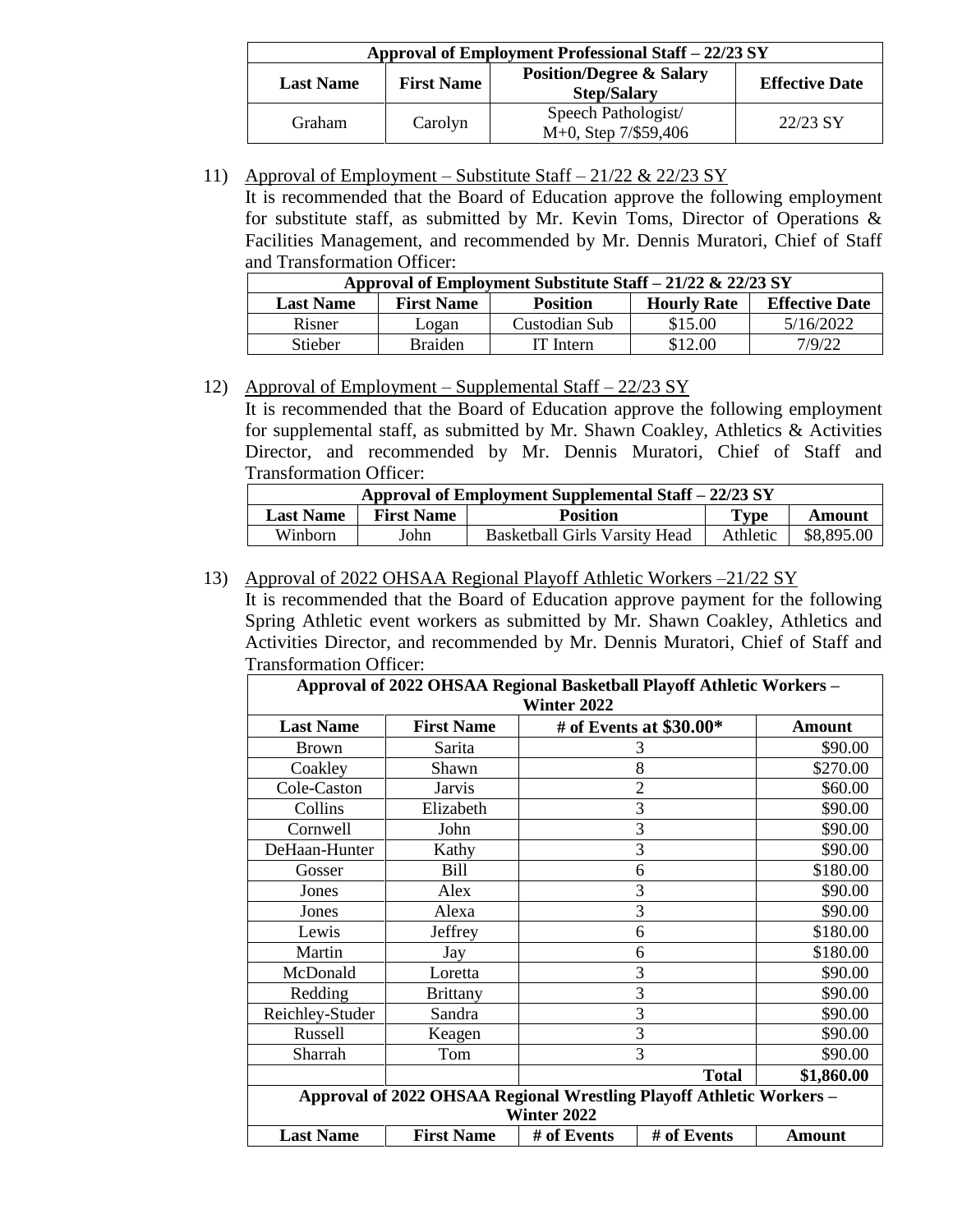| Approval of Employment Professional Staff – 22/23 SY | | | |
|---|---|---|---|
| **Last Name** | **First Name** | **Position/Degree & Salary Step/Salary** | **Effective Date** |
| Graham | Carolyn | Speech Pathologist/ M+0, Step 7/$59,406 | 22/23 SY |

11) Approval of Employment – Substitute Staff – 21/22 & 22/23 SY

It is recommended that the Board of Education approve the following employment for substitute staff, as submitted by Mr. Kevin Toms, Director of Operations & Facilities Management, and recommended by Mr. Dennis Muratori, Chief of Staff and Transformation Officer:

| Approval of Employment Substitute Staff – 21/22 & 22/23 SY | | | | |
|---|---|---|---|---|
| **Last Name** | **First Name** | **Position** | **Hourly Rate** | **Effective Date** |
| Risner | Logan | Custodian Sub | $15.00 | 5/16/2022 |
| Stieber | Braiden | IT Intern | $12.00 | 7/9/22 |

12) Approval of Employment – Supplemental Staff – 22/23 SY

It is recommended that the Board of Education approve the following employment for supplemental staff, as submitted by Mr. Shawn Coakley, Athletics & Activities Director, and recommended by Mr. Dennis Muratori, Chief of Staff and Transformation Officer:

| Approval of Employment Supplemental Staff – 22/23 SY | | | | |
|---|---|---|---|---|
| **Last Name** | **First Name** | **Position** | **Type** | **Amount** |
| Winborn | John | Basketball Girls Varsity Head | Athletic | $8,895.00 |

13) Approval of 2022 OHSAA Regional Playoff Athletic Workers –21/22 SY

It is recommended that the Board of Education approve payment for the following Spring Athletic event workers as submitted by Mr. Shawn Coakley, Athletics and Activities Director, and recommended by Mr. Dennis Muratori, Chief of Staff and Transformation Officer:

| Approval of 2022 OHSAA Regional Basketball Playoff Athletic Workers – Winter 2022 | | | |
|---|---|---|---|
| **Last Name** | **First Name** | **# of Events at $30.00*** | **Amount** |
| Brown | Sarita | 3 | $90.00 |
| Coakley | Shawn | 8 | $270.00 |
| Cole-Caston | Jarvis | 2 | $60.00 |
| Collins | Elizabeth | 3 | $90.00 |
| Cornwell | John | 3 | $90.00 |
| DeHaan-Hunter | Kathy | 3 | $90.00 |
| Gosser | Bill | 6 | $180.00 |
| Jones | Alex | 3 | $90.00 |
| Jones | Alexa | 3 | $90.00 |
| Lewis | Jeffrey | 6 | $180.00 |
| Martin | Jay | 6 | $180.00 |
| McDonald | Loretta | 3 | $90.00 |
| Redding | Brittany | 3 | $90.00 |
| Reichley-Studer | Sandra | 3 | $90.00 |
| Russell | Keagen | 3 | $90.00 |
| Sharrah | Tom | 3 | $90.00 |
| | | **Total** | **$1,860.00** |

| Approval of 2022 OHSAA Regional Wrestling Playoff Athletic Workers – Winter 2022 | | | | |
|---|---|---|---|---|
| **Last Name** | **First Name** | **# of Events** | **# of Events** | **Amount** |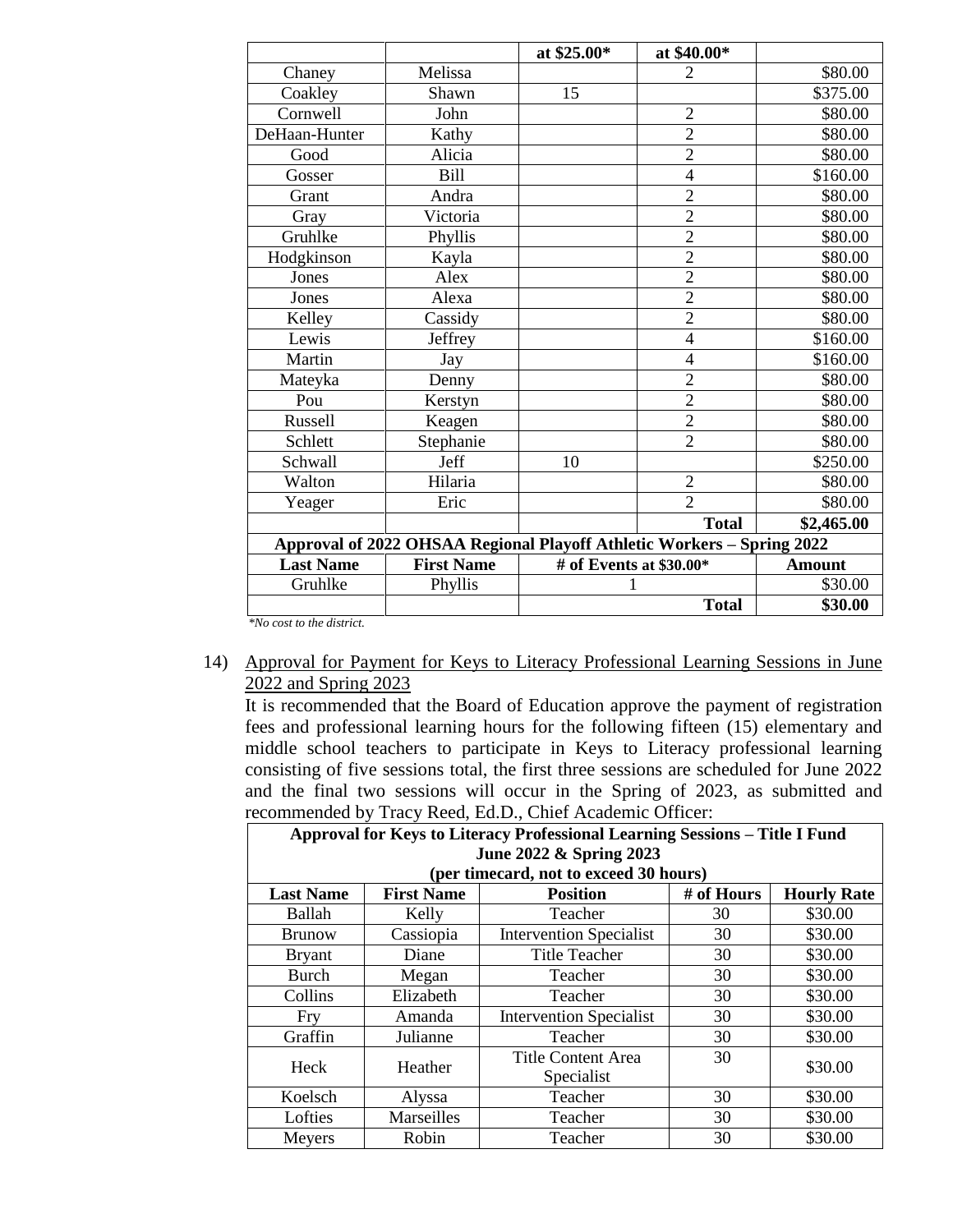| | | at $25.00* | at $40.00* | |
|---|---|---|---|---|
| Chaney | Melissa | | 2 | $80.00 |
| Coakley | Shawn | 15 | | $375.00 |
| Cornwell | John | | 2 | $80.00 |
| DeHaan-Hunter | Kathy | | 2 | $80.00 |
| Good | Alicia | | 2 | $80.00 |
| Gosser | Bill | | 4 | $160.00 |
| Grant | Andra | | 2 | $80.00 |
| Gray | Victoria | | 2 | $80.00 |
| Gruhlke | Phyllis | | 2 | $80.00 |
| Hodgkinson | Kayla | | 2 | $80.00 |
| Jones | Alex | | 2 | $80.00 |
| Jones | Alexa | | 2 | $80.00 |
| Kelley | Cassidy | | 2 | $80.00 |
| Lewis | Jeffrey | | 4 | $160.00 |
| Martin | Jay | | 4 | $160.00 |
| Mateyka | Denny | | 2 | $80.00 |
| Pou | Kerstyn | | 2 | $80.00 |
| Russell | Keagen | | 2 | $80.00 |
| Schlett | Stephanie | | 2 | $80.00 |
| Schwall | Jeff | 10 | | $250.00 |
| Walton | Hilaria | | 2 | $80.00 |
| Yeager | Eric | | 2 | $80.00 |
| | | | **Total** | **$2,465.00** |

| **Approval of 2022 OHSAA Regional Playoff Athletic Workers – Spring 2022** | | | |
|---|---|---|---|
| **Last Name** | **First Name** | **# of Events at $30.00*** | **Amount** |
| Gruhlke | Phyllis | 1 | $30.00 |
| | | **Total** | **$30.00** |

*\*No cost to the district.*

14) Approval for Payment for Keys to Literacy Professional Learning Sessions in June 2022 and Spring 2023

It is recommended that the Board of Education approve the payment of registration fees and professional learning hours for the following fifteen (15) elementary and middle school teachers to participate in Keys to Literacy professional learning consisting of five sessions total, the first three sessions are scheduled for June 2022 and the final two sessions will occur in the Spring of 2023, as submitted and recommended by Tracy Reed, Ed.D., Chief Academic Officer:

| **Approval for Keys to Literacy Professional Learning Sessions – Title I Fund June 2022 & Spring 2023 (per timecard, not to exceed 30 hours)** | | | | |
|---|---|---|---|---|
| **Last Name** | **First Name** | **Position** | **# of Hours** | **Hourly Rate** |
| Ballah | Kelly | Teacher | 30 | $30.00 |
| Brunow | Cassiopia | Intervention Specialist | 30 | $30.00 |
| Bryant | Diane | Title Teacher | 30 | $30.00 |
| Burch | Megan | Teacher | 30 | $30.00 |
| Collins | Elizabeth | Teacher | 30 | $30.00 |
| Fry | Amanda | Intervention Specialist | 30 | $30.00 |
| Graffin | Julianne | Teacher | 30 | $30.00 |
| Heck | Heather | Title Content Area Specialist | 30 | $30.00 |
| Koelsch | Alyssa | Teacher | 30 | $30.00 |
| Lofties | Marseilles | Teacher | 30 | $30.00 |
| Meyers | Robin | Teacher | 30 | $30.00 |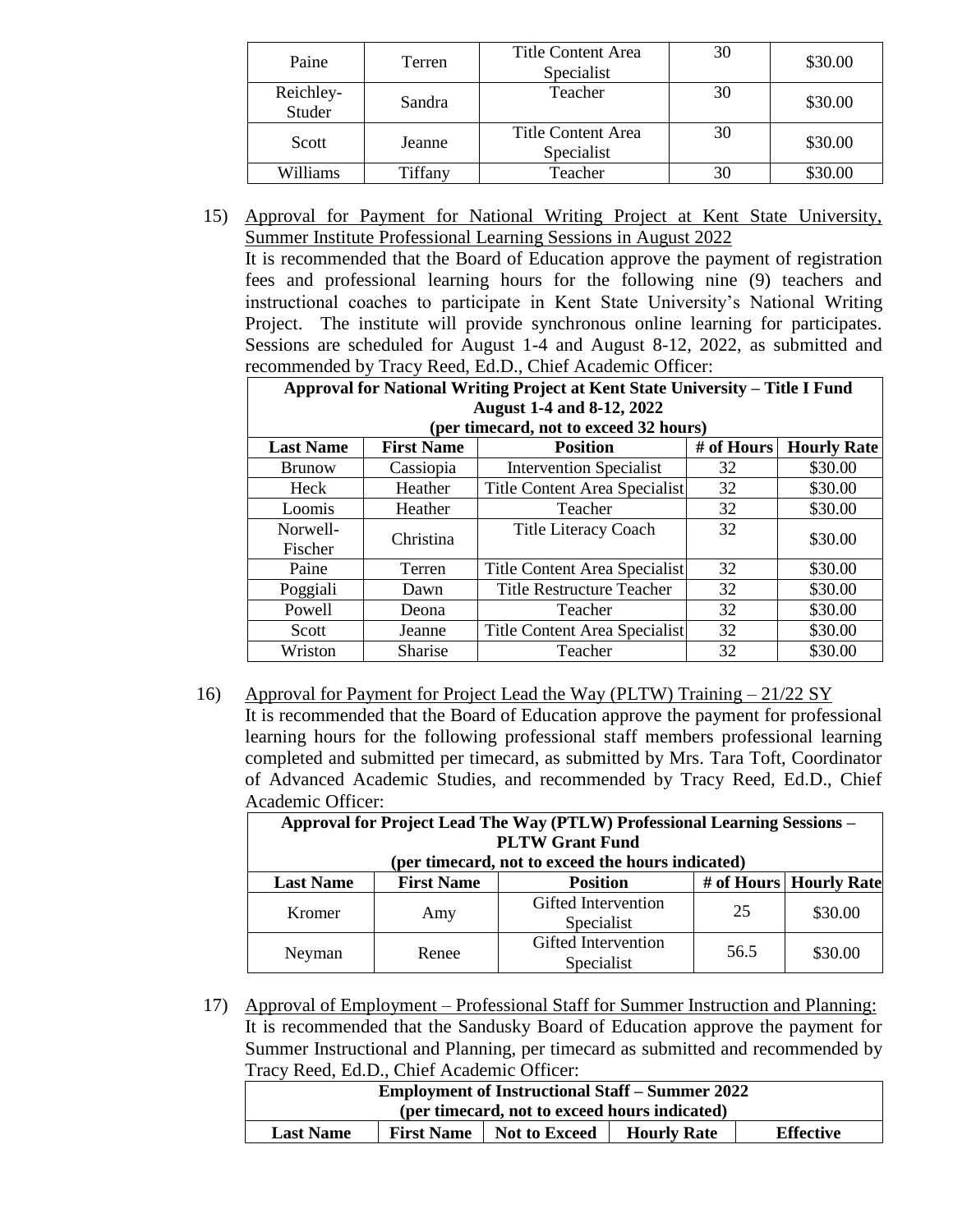| Paine | Terren | Title Content Area Specialist | 30 | $30.00 |
|---|---|---|---|---|
| Reichley-Studer | Sandra | Teacher | 30 | $30.00 |
| Scott | Jeanne | Title Content Area Specialist | 30 | $30.00 |
| Williams | Tiffany | Teacher | 30 | $30.00 |

15) Approval for Payment for National Writing Project at Kent State University, Summer Institute Professional Learning Sessions in August 2022

It is recommended that the Board of Education approve the payment of registration fees and professional learning hours for the following nine (9) teachers and instructional coaches to participate in Kent State University's National Writing Project. The institute will provide synchronous online learning for participates. Sessions are scheduled for August 1-4 and August 8-12, 2022, as submitted and recommended by Tracy Reed, Ed.D., Chief Academic Officer:

| **Approval for National Writing Project at Kent State University – Title I Fund August 1-4 and 8-12, 2022 (per timecard, not to exceed 32 hours)** | | | | |
|---|---|---|---|---|
| **Last Name** | **First Name** | **Position** | **# of Hours** | **Hourly Rate** |
| Brunow | Cassiopia | Intervention Specialist | 32 | $30.00 |
| Heck | Heather | Title Content Area Specialist | 32 | $30.00 |
| Loomis | Heather | Teacher | 32 | $30.00 |
| Norwell-Fischer | Christina | Title Literacy Coach | 32 | $30.00 |
| Paine | Terren | Title Content Area Specialist | 32 | $30.00 |
| Poggiali | Dawn | Title Restructure Teacher | 32 | $30.00 |
| Powell | Deona | Teacher | 32 | $30.00 |
| Scott | Jeanne | Title Content Area Specialist | 32 | $30.00 |
| Wriston | Sharise | Teacher | 32 | $30.00 |

16) Approval for Payment for Project Lead the Way (PLTW) Training – 21/22 SY

It is recommended that the Board of Education approve the payment for professional learning hours for the following professional staff members professional learning completed and submitted per timecard, as submitted by Mrs. Tara Toft, Coordinator of Advanced Academic Studies, and recommended by Tracy Reed, Ed.D., Chief Academic Officer:

| **Approval for Project Lead The Way (PTLW) Professional Learning Sessions – PLTW Grant Fund (per timecard, not to exceed the hours indicated)** | | | | |
|---|---|---|---|---|
| **Last Name** | **First Name** | **Position** | **# of Hours** | **Hourly Rate** |
| Kromer | Amy | Gifted Intervention Specialist | 25 | $30.00 |
| Neyman | Renee | Gifted Intervention Specialist | 56.5 | $30.00 |

17) Approval of Employment – Professional Staff for Summer Instruction and Planning:

It is recommended that the Sandusky Board of Education approve the payment for Summer Instructional and Planning, per timecard as submitted and recommended by Tracy Reed, Ed.D., Chief Academic Officer:

| **Employment of Instructional Staff – Summer 2022 (per timecard, not to exceed hours indicated)** | | | | |
|---|---|---|---|---|
| **Last Name** | **First Name** | **Not to Exceed** | **Hourly Rate** | **Effective** |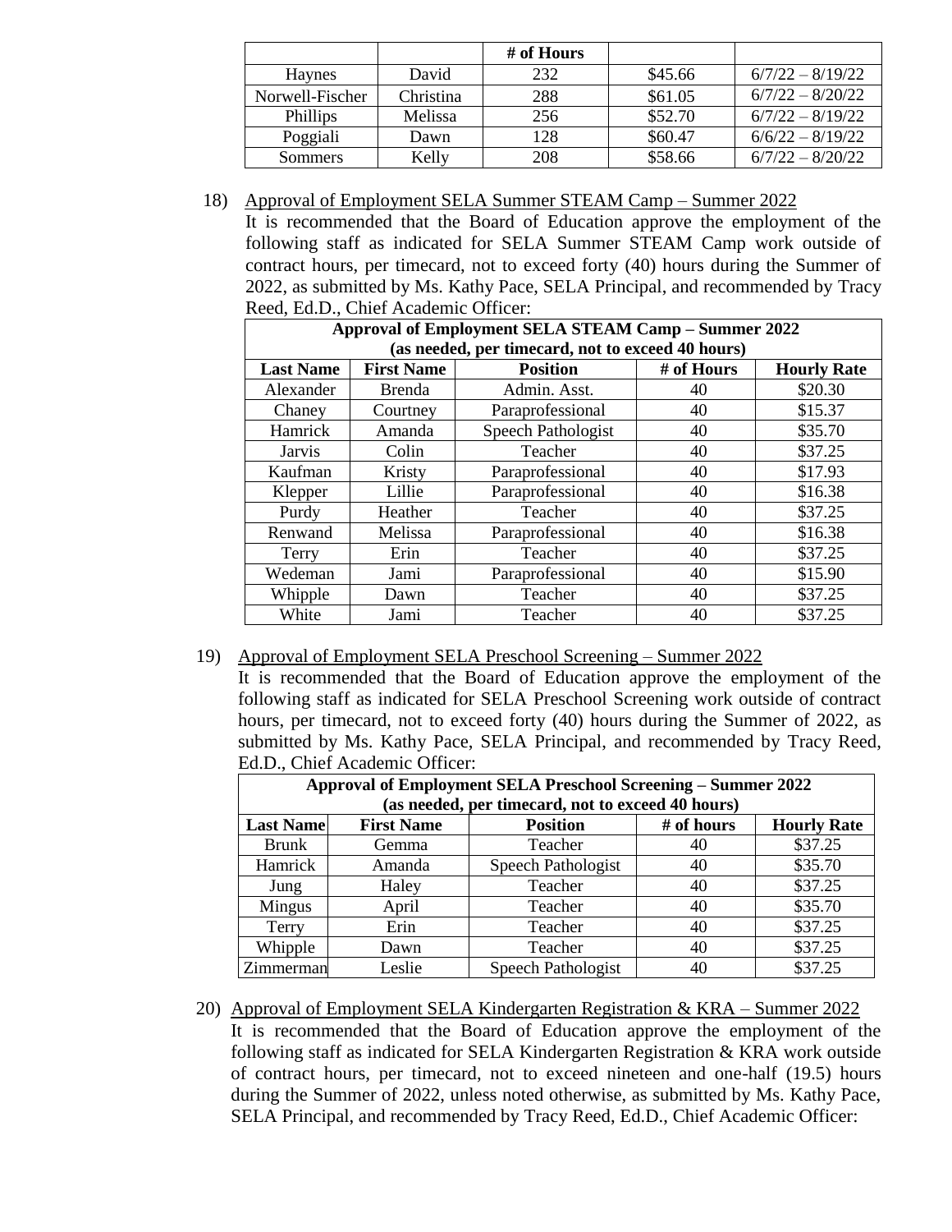| | | # of Hours | | |
|---|---|---|---|---|
| Haynes | David | 232 | $45.66 | 6/7/22 – 8/19/22 |
| Norwell-Fischer | Christina | 288 | $61.05 | 6/7/22 – 8/20/22 |
| Phillips | Melissa | 256 | $52.70 | 6/7/22 – 8/19/22 |
| Poggiali | Dawn | 128 | $60.47 | 6/6/22 – 8/19/22 |
| Sommers | Kelly | 208 | $58.66 | 6/7/22 – 8/20/22 |

18) Approval of Employment SELA Summer STEAM Camp – Summer 2022

It is recommended that the Board of Education approve the employment of the following staff as indicated for SELA Summer STEAM Camp work outside of contract hours, per timecard, not to exceed forty (40) hours during the Summer of 2022, as submitted by Ms. Kathy Pace, SELA Principal, and recommended by Tracy Reed, Ed.D., Chief Academic Officer:

| **Approval of Employment SELA STEAM Camp – Summer 2022 (as needed, per timecard, not to exceed 40 hours)** | | | | |
|---|---|---|---|---|
| **Last Name** | **First Name** | **Position** | **# of Hours** | **Hourly Rate** |
| Alexander | Brenda | Admin. Asst. | 40 | $20.30 |
| Chaney | Courtney | Paraprofessional | 40 | $15.37 |
| Hamrick | Amanda | Speech Pathologist | 40 | $35.70 |
| Jarvis | Colin | Teacher | 40 | $37.25 |
| Kaufman | Kristy | Paraprofessional | 40 | $17.93 |
| Klepper | Lillie | Paraprofessional | 40 | $16.38 |
| Purdy | Heather | Teacher | 40 | $37.25 |
| Renwand | Melissa | Paraprofessional | 40 | $16.38 |
| Terry | Erin | Teacher | 40 | $37.25 |
| Wedeman | Jami | Paraprofessional | 40 | $15.90 |
| Whipple | Dawn | Teacher | 40 | $37.25 |
| White | Jami | Teacher | 40 | $37.25 |

19) Approval of Employment SELA Preschool Screening – Summer 2022

It is recommended that the Board of Education approve the employment of the following staff as indicated for SELA Preschool Screening work outside of contract hours, per timecard, not to exceed forty (40) hours during the Summer of 2022, as submitted by Ms. Kathy Pace, SELA Principal, and recommended by Tracy Reed, Ed.D., Chief Academic Officer:

| **Approval of Employment SELA Preschool Screening – Summer 2022 (as needed, per timecard, not to exceed 40 hours)** | | | | |
|---|---|---|---|---|
| **Last Name** | **First Name** | **Position** | **# of hours** | **Hourly Rate** |
| Brunk | Gemma | Teacher | 40 | $37.25 |
| Hamrick | Amanda | Speech Pathologist | 40 | $35.70 |
| Jung | Haley | Teacher | 40 | $37.25 |
| Mingus | April | Teacher | 40 | $35.70 |
| Terry | Erin | Teacher | 40 | $37.25 |
| Whipple | Dawn | Teacher | 40 | $37.25 |
| Zimmerman | Leslie | Speech Pathologist | 40 | $37.25 |

20) Approval of Employment SELA Kindergarten Registration & KRA – Summer 2022

It is recommended that the Board of Education approve the employment of the following staff as indicated for SELA Kindergarten Registration & KRA work outside of contract hours, per timecard, not to exceed nineteen and one-half (19.5) hours during the Summer of 2022, unless noted otherwise, as submitted by Ms. Kathy Pace, SELA Principal, and recommended by Tracy Reed, Ed.D., Chief Academic Officer: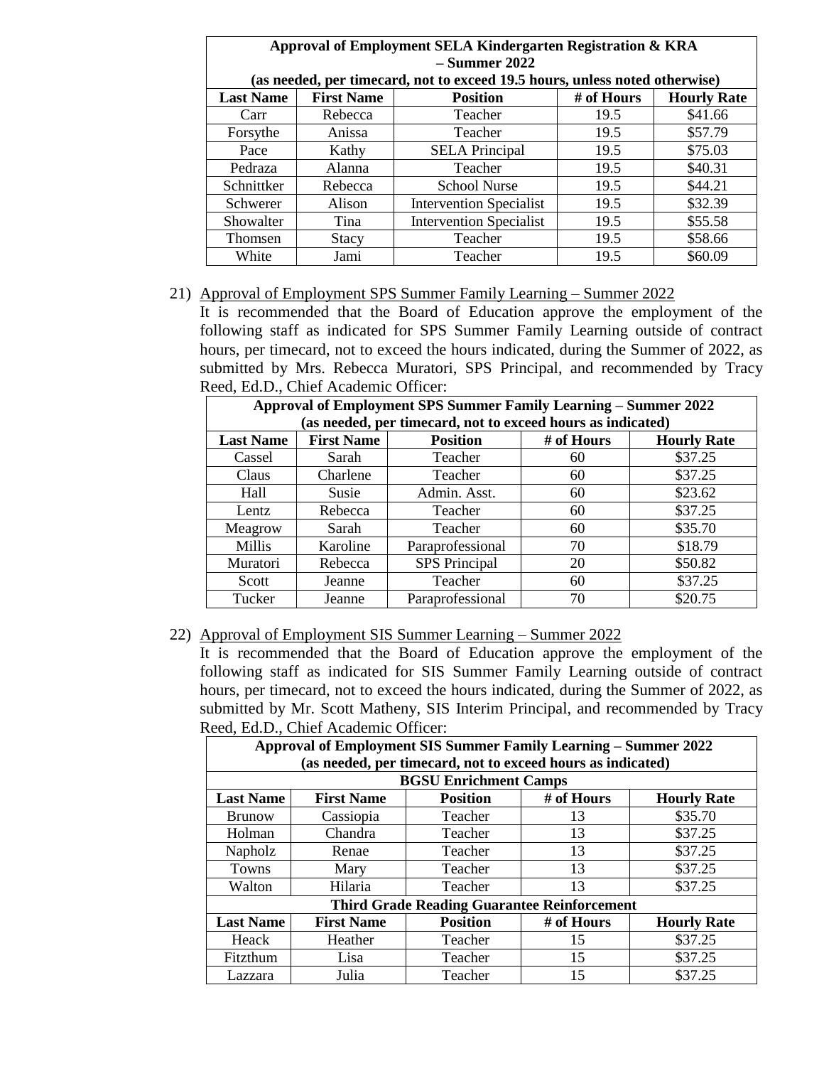| Approval of Employment SELA Kindergarten Registration & KRA – Summer 2022 (as needed, per timecard, not to exceed 19.5 hours, unless noted otherwise) | | | | |
|---|---|---|---|---|
| **Last Name** | **First Name** | **Position** | **# of Hours** | **Hourly Rate** |
| Carr | Rebecca | Teacher | 19.5 | $41.66 |
| Forsythe | Anissa | Teacher | 19.5 | $57.79 |
| Pace | Kathy | SELA Principal | 19.5 | $75.03 |
| Pedraza | Alanna | Teacher | 19.5 | $40.31 |
| Schnittker | Rebecca | School Nurse | 19.5 | $44.21 |
| Schwerer | Alison | Intervention Specialist | 19.5 | $32.39 |
| Showalter | Tina | Intervention Specialist | 19.5 | $55.58 |
| Thomsen | Stacy | Teacher | 19.5 | $58.66 |
| White | Jami | Teacher | 19.5 | $60.09 |

21) Approval of Employment SPS Summer Family Learning – Summer 2022

It is recommended that the Board of Education approve the employment of the following staff as indicated for SPS Summer Family Learning outside of contract hours, per timecard, not to exceed the hours indicated, during the Summer of 2022, as submitted by Mrs. Rebecca Muratori, SPS Principal, and recommended by Tracy Reed, Ed.D., Chief Academic Officer:

| Approval of Employment SPS Summer Family Learning – Summer 2022 (as needed, per timecard, not to exceed hours as indicated) | | | | |
|---|---|---|---|---|
| **Last Name** | **First Name** | **Position** | **# of Hours** | **Hourly Rate** |
| Cassel | Sarah | Teacher | 60 | $37.25 |
| Claus | Charlene | Teacher | 60 | $37.25 |
| Hall | Susie | Admin. Asst. | 60 | $23.62 |
| Lentz | Rebecca | Teacher | 60 | $37.25 |
| Meagrow | Sarah | Teacher | 60 | $35.70 |
| Millis | Karoline | Paraprofessional | 70 | $18.79 |
| Muratori | Rebecca | SPS Principal | 20 | $50.82 |
| Scott | Jeanne | Teacher | 60 | $37.25 |
| Tucker | Jeanne | Paraprofessional | 70 | $20.75 |

22) Approval of Employment SIS Summer Learning – Summer 2022

It is recommended that the Board of Education approve the employment of the following staff as indicated for SIS Summer Family Learning outside of contract hours, per timecard, not to exceed the hours indicated, during the Summer of 2022, as submitted by Mr. Scott Matheny, SIS Interim Principal, and recommended by Tracy Reed, Ed.D., Chief Academic Officer:

| Approval of Employment SIS Summer Family Learning – Summer 2022 (as needed, per timecard, not to exceed hours as indicated) | | | | |
|---|---|---|---|---|
| **BGSU Enrichment Camps** | | | | |
| **Last Name** | **First Name** | **Position** | **# of Hours** | **Hourly Rate** |
| Brunow | Cassiopia | Teacher | 13 | $35.70 |
| Holman | Chandra | Teacher | 13 | $37.25 |
| Napholz | Renae | Teacher | 13 | $37.25 |
| Towns | Mary | Teacher | 13 | $37.25 |
| Walton | Hilaria | Teacher | 13 | $37.25 |
| **Third Grade Reading Guarantee Reinforcement** | | | | |
| **Last Name** | **First Name** | **Position** | **# of Hours** | **Hourly Rate** |
| Heack | Heather | Teacher | 15 | $37.25 |
| Fitzthum | Lisa | Teacher | 15 | $37.25 |
| Lazzara | Julia | Teacher | 15 | $37.25 |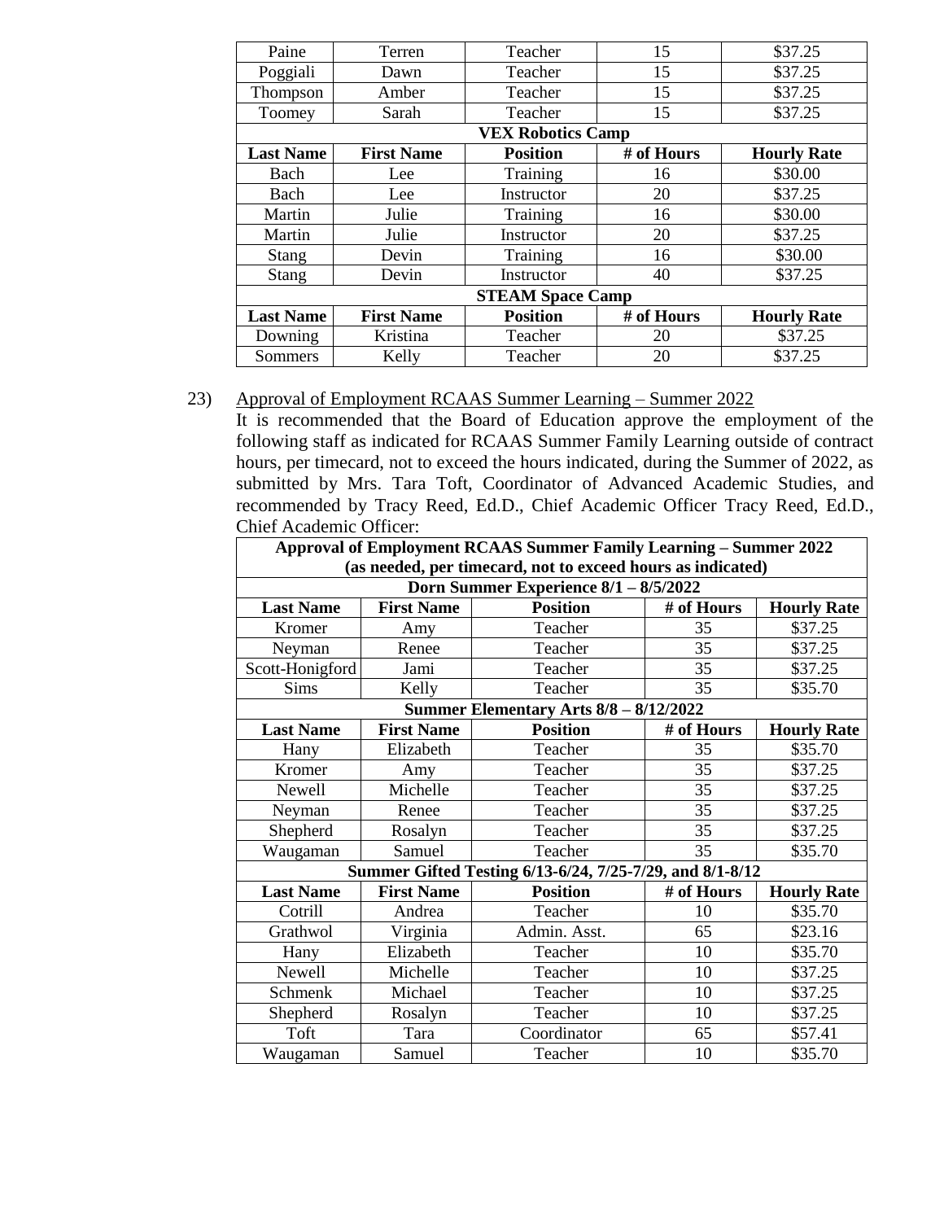| | | | | |
|---|---|---|---|---|
| Paine | Terren | Teacher | 15 | $37.25 |
| Poggiali | Dawn | Teacher | 15 | $37.25 |
| Thompson | Amber | Teacher | 15 | $37.25 |
| Toomey | Sarah | Teacher | 15 | $37.25 |
| **VEX Robotics Camp** | | | | |
| **Last Name** | **First Name** | **Position** | **# of Hours** | **Hourly Rate** |
| Bach | Lee | Training | 16 | $30.00 |
| Bach | Lee | Instructor | 20 | $37.25 |
| Martin | Julie | Training | 16 | $30.00 |
| Martin | Julie | Instructor | 20 | $37.25 |
| Stang | Devin | Training | 16 | $30.00 |
| Stang | Devin | Instructor | 40 | $37.25 |
| **STEAM Space Camp** | | | | |
| **Last Name** | **First Name** | **Position** | **# of Hours** | **Hourly Rate** |
| Downing | Kristina | Teacher | 20 | $37.25 |
| Sommers | Kelly | Teacher | 20 | $37.25 |

23) Approval of Employment RCAAS Summer Learning – Summer 2022

It is recommended that the Board of Education approve the employment of the following staff as indicated for RCAAS Summer Family Learning outside of contract hours, per timecard, not to exceed the hours indicated, during the Summer of 2022, as submitted by Mrs. Tara Toft, Coordinator of Advanced Academic Studies, and recommended by Tracy Reed, Ed.D., Chief Academic Officer Tracy Reed, Ed.D., Chief Academic Officer:

| **Approval of Employment RCAAS Summer Family Learning – Summer 2022 (as needed, per timecard, not to exceed hours as indicated)** | | | | |
|---|---|---|---|---|
| **Dorn Summer Experience 8/1 – 8/5/2022** | | | | |
| **Last Name** | **First Name** | **Position** | **# of Hours** | **Hourly Rate** |
| Kromer | Amy | Teacher | 35 | $37.25 |
| Neyman | Renee | Teacher | 35 | $37.25 |
| Scott-Honigford | Jami | Teacher | 35 | $37.25 |
| Sims | Kelly | Teacher | 35 | $35.70 |
| **Summer Elementary Arts 8/8 – 8/12/2022** | | | | |
| **Last Name** | **First Name** | **Position** | **# of Hours** | **Hourly Rate** |
| Hany | Elizabeth | Teacher | 35 | $35.70 |
| Kromer | Amy | Teacher | 35 | $37.25 |
| Newell | Michelle | Teacher | 35 | $37.25 |
| Neyman | Renee | Teacher | 35 | $37.25 |
| Shepherd | Rosalyn | Teacher | 35 | $37.25 |
| Waugaman | Samuel | Teacher | 35 | $35.70 |
| **Summer Gifted Testing 6/13-6/24, 7/25-7/29, and 8/1-8/12** | | | | |
| **Last Name** | **First Name** | **Position** | **# of Hours** | **Hourly Rate** |
| Cotrill | Andrea | Teacher | 10 | $35.70 |
| Grathwol | Virginia | Admin. Asst. | 65 | $23.16 |
| Hany | Elizabeth | Teacher | 10 | $35.70 |
| Newell | Michelle | Teacher | 10 | $37.25 |
| Schmenk | Michael | Teacher | 10 | $37.25 |
| Shepherd | Rosalyn | Teacher | 10 | $37.25 |
| Toft | Tara | Coordinator | 65 | $57.41 |
| Waugaman | Samuel | Teacher | 10 | $35.70 |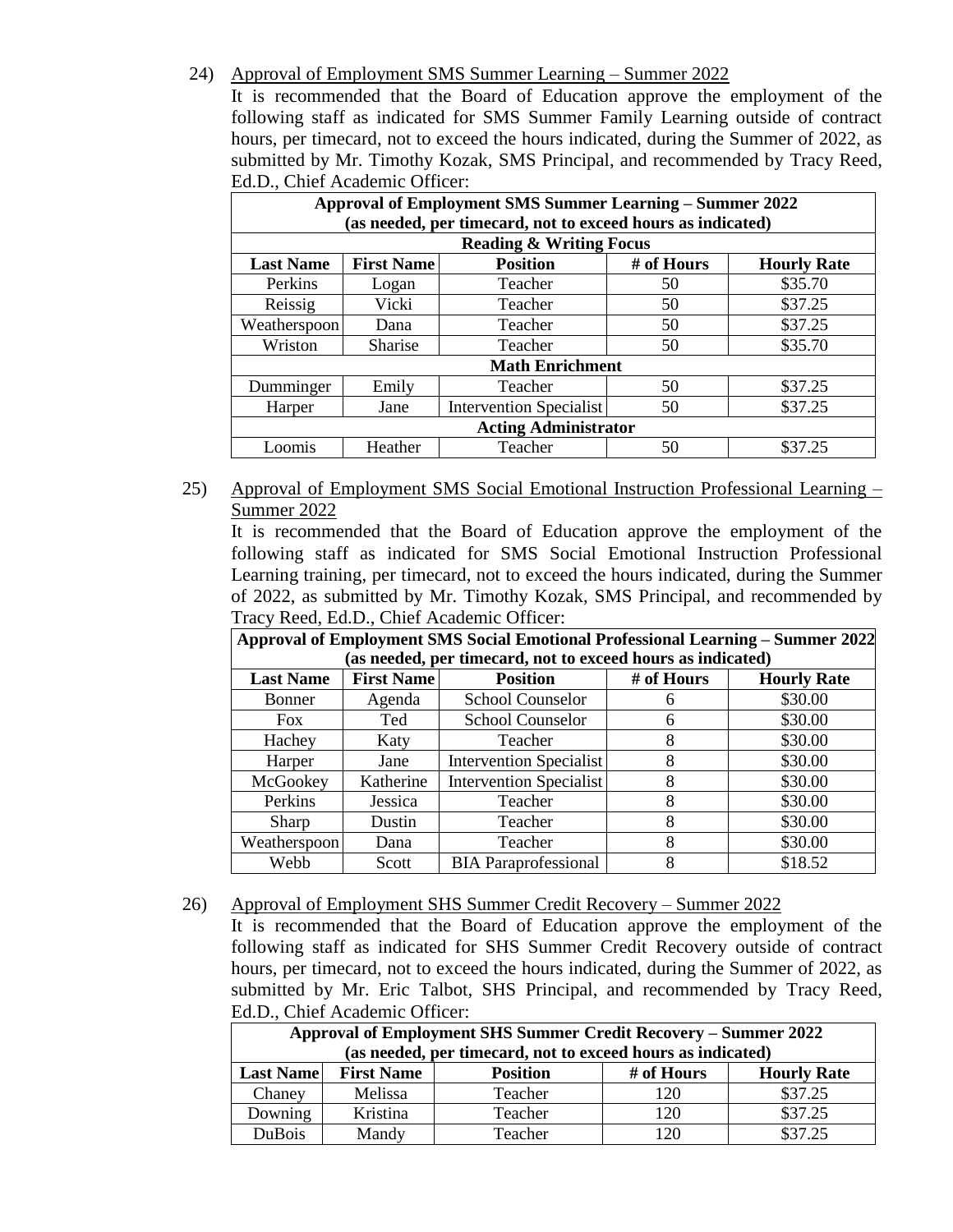24) Approval of Employment SMS Summer Learning – Summer 2022

It is recommended that the Board of Education approve the employment of the following staff as indicated for SMS Summer Family Learning outside of contract hours, per timecard, not to exceed the hours indicated, during the Summer of 2022, as submitted by Mr. Timothy Kozak, SMS Principal, and recommended by Tracy Reed, Ed.D., Chief Academic Officer:

| **Approval of Employment SMS Summer Learning – Summer 2022 (as needed, per timecard, not to exceed hours as indicated)** | | | | |
|---|---|---|---|---|
| **Reading & Writing Focus** | | | | |
| **Last Name** | **First Name** | **Position** | **# of Hours** | **Hourly Rate** |
| Perkins | Logan | Teacher | 50 | \$35.70 |
| Reissig | Vicki | Teacher | 50 | \$37.25 |
| Weatherspoon | Dana | Teacher | 50 | \$37.25 |
| Wriston | Sharise | Teacher | 50 | \$35.70 |
| **Math Enrichment** | | | | |
| Dumminger | Emily | Teacher | 50 | \$37.25 |
| Harper | Jane | Intervention Specialist | 50 | \$37.25 |
| **Acting Administrator** | | | | |
| Loomis | Heather | Teacher | 50 | \$37.25 |

25) Approval of Employment SMS Social Emotional Instruction Professional Learning – Summer 2022

It is recommended that the Board of Education approve the employment of the following staff as indicated for SMS Social Emotional Instruction Professional Learning training, per timecard, not to exceed the hours indicated, during the Summer of 2022, as submitted by Mr. Timothy Kozak, SMS Principal, and recommended by Tracy Reed, Ed.D., Chief Academic Officer:

| **Approval of Employment SMS Social Emotional Professional Learning – Summer 2022 (as needed, per timecard, not to exceed hours as indicated)** | | | | |
|---|---|---|---|---|
| **Last Name** | **First Name** | **Position** | **# of Hours** | **Hourly Rate** |
| Bonner | Agenda | School Counselor | 6 | \$30.00 |
| Fox | Ted | School Counselor | 6 | \$30.00 |
| Hachey | Katy | Teacher | 8 | \$30.00 |
| Harper | Jane | Intervention Specialist | 8 | \$30.00 |
| McGookey | Katherine | Intervention Specialist | 8 | \$30.00 |
| Perkins | Jessica | Teacher | 8 | \$30.00 |
| Sharp | Dustin | Teacher | 8 | \$30.00 |
| Weatherspoon | Dana | Teacher | 8 | \$30.00 |
| Webb | Scott | BIA Paraprofessional | 8 | \$18.52 |

26) Approval of Employment SHS Summer Credit Recovery – Summer 2022

It is recommended that the Board of Education approve the employment of the following staff as indicated for SHS Summer Credit Recovery outside of contract hours, per timecard, not to exceed the hours indicated, during the Summer of 2022, as submitted by Mr. Eric Talbot, SHS Principal, and recommended by Tracy Reed, Ed.D., Chief Academic Officer:

| **Approval of Employment SHS Summer Credit Recovery – Summer 2022 (as needed, per timecard, not to exceed hours as indicated)** | | | | |
|---|---|---|---|---|
| **Last Name** | **First Name** | **Position** | **# of Hours** | **Hourly Rate** |
| Chaney | Melissa | Teacher | 120 | \$37.25 |
| Downing | Kristina | Teacher | 120 | \$37.25 |
| DuBois | Mandy | Teacher | 120 | \$37.25 |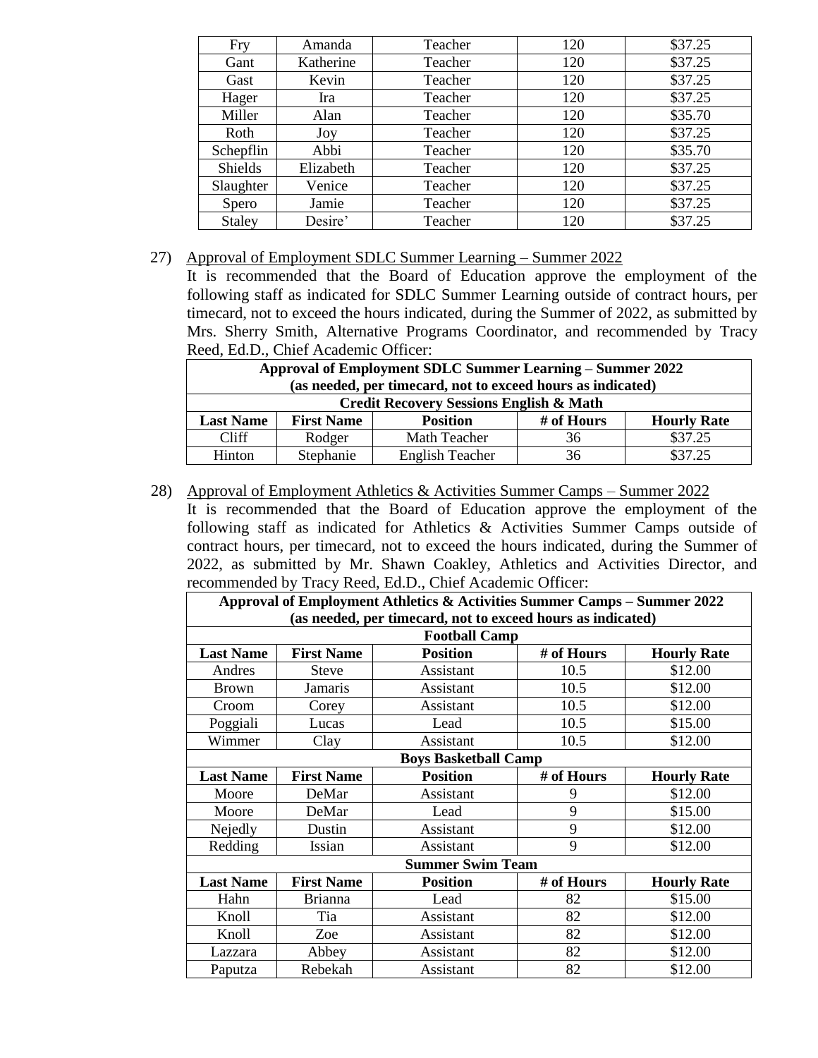| Fry | Amanda | Teacher | 120 | $37.25 |
|---|---|---|---|---|
| Gant | Katherine | Teacher | 120 | $37.25 |
| Gast | Kevin | Teacher | 120 | $37.25 |
| Hager | Ira | Teacher | 120 | $37.25 |
| Miller | Alan | Teacher | 120 | $35.70 |
| Roth | Joy | Teacher | 120 | $37.25 |
| Schepflin | Abbi | Teacher | 120 | $35.70 |
| Shields | Elizabeth | Teacher | 120 | $37.25 |
| Slaughter | Venice | Teacher | 120 | $37.25 |
| Spero | Jamie | Teacher | 120 | $37.25 |
| Staley | Desire' | Teacher | 120 | $37.25 |

27) Approval of Employment SDLC Summer Learning – Summer 2022

It is recommended that the Board of Education approve the employment of the following staff as indicated for SDLC Summer Learning outside of contract hours, per timecard, not to exceed the hours indicated, during the Summer of 2022, as submitted by Mrs. Sherry Smith, Alternative Programs Coordinator, and recommended by Tracy Reed, Ed.D., Chief Academic Officer:

| **Approval of Employment SDLC Summer Learning – Summer 2022 (as needed, per timecard, not to exceed hours as indicated)** | | | | |
|---|---|---|---|---|
| **Credit Recovery Sessions English & Math** | | | | |
| **Last Name** | **First Name** | **Position** | **# of Hours** | **Hourly Rate** |
| Cliff | Rodger | Math Teacher | 36 | $37.25 |
| Hinton | Stephanie | English Teacher | 36 | $37.25 |

28) Approval of Employment Athletics & Activities Summer Camps – Summer 2022

It is recommended that the Board of Education approve the employment of the following staff as indicated for Athletics & Activities Summer Camps outside of contract hours, per timecard, not to exceed the hours indicated, during the Summer of 2022, as submitted by Mr. Shawn Coakley, Athletics and Activities Director, and recommended by Tracy Reed, Ed.D., Chief Academic Officer:

| **Approval of Employment Athletics & Activities Summer Camps – Summer 2022 (as needed, per timecard, not to exceed hours as indicated)** | | | | |
|---|---|---|---|---|
| **Football Camp** | | | | |
| **Last Name** | **First Name** | **Position** | **# of Hours** | **Hourly Rate** |
| Andres | Steve | Assistant | 10.5 | $12.00 |
| Brown | Jamaris | Assistant | 10.5 | $12.00 |
| Croom | Corey | Assistant | 10.5 | $12.00 |
| Poggiali | Lucas | Lead | 10.5 | $15.00 |
| Wimmer | Clay | Assistant | 10.5 | $12.00 |
| **Boys Basketball Camp** | | | | |
| **Last Name** | **First Name** | **Position** | **# of Hours** | **Hourly Rate** |
| Moore | DeMar | Assistant | 9 | $12.00 |
| Moore | DeMar | Lead | 9 | $15.00 |
| Nejedly | Dustin | Assistant | 9 | $12.00 |
| Redding | Issian | Assistant | 9 | $12.00 |
| **Summer Swim Team** | | | | |
| **Last Name** | **First Name** | **Position** | **# of Hours** | **Hourly Rate** |
| Hahn | Brianna | Lead | 82 | $15.00 |
| Knoll | Tia | Assistant | 82 | $12.00 |
| Knoll | Zoe | Assistant | 82 | $12.00 |
| Lazzara | Abbey | Assistant | 82 | $12.00 |
| Paputza | Rebekah | Assistant | 82 | $12.00 |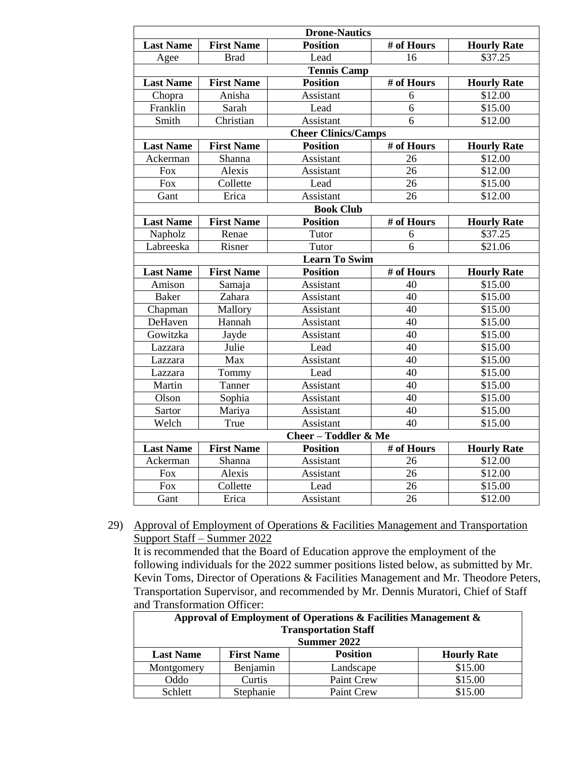| **Drone-Nautics** | | | | |
|---|---|---|---|---|
| **Last Name** | **First Name** | **Position** | **# of Hours** | **Hourly Rate** |
| Agee | Brad | Lead | 16 | $37.25 |
| **Tennis Camp** | | | | |
| **Last Name** | **First Name** | **Position** | **# of Hours** | **Hourly Rate** |
| Chopra | Anisha | Assistant | 6 | $12.00 |
| Franklin | Sarah | Lead | 6 | $15.00 |
| Smith | Christian | Assistant | 6 | $12.00 |
| **Cheer Clinics/Camps** | | | | |
| **Last Name** | **First Name** | **Position** | **# of Hours** | **Hourly Rate** |
| Ackerman | Shanna | Assistant | 26 | $12.00 |
| Fox | Alexis | Assistant | 26 | $12.00 |
| Fox | Collette | Lead | 26 | $15.00 |
| Gant | Erica | Assistant | 26 | $12.00 |
| **Book Club** | | | | |
| **Last Name** | **First Name** | **Position** | **# of Hours** | **Hourly Rate** |
| Napholz | Renae | Tutor | 6 | $37.25 |
| Labreeska | Risner | Tutor | 6 | $21.06 |
| **Learn To Swim** | | | | |
| **Last Name** | **First Name** | **Position** | **# of Hours** | **Hourly Rate** |
| Amison | Samaja | Assistant | 40 | $15.00 |
| Baker | Zahara | Assistant | 40 | $15.00 |
| Chapman | Mallory | Assistant | 40 | $15.00 |
| DeHaven | Hannah | Assistant | 40 | $15.00 |
| Gowitzka | Jayde | Assistant | 40 | $15.00 |
| Lazzara | Julie | Lead | 40 | $15.00 |
| Lazzara | Max | Assistant | 40 | $15.00 |
| Lazzara | Tommy | Lead | 40 | $15.00 |
| Martin | Tanner | Assistant | 40 | $15.00 |
| Olson | Sophia | Assistant | 40 | $15.00 |
| Sartor | Mariya | Assistant | 40 | $15.00 |
| Welch | True | Assistant | 40 | $15.00 |
| **Cheer – Toddler & Me** | | | | |
| **Last Name** | **First Name** | **Position** | **# of Hours** | **Hourly Rate** |
| Ackerman | Shanna | Assistant | 26 | $12.00 |
| Fox | Alexis | Assistant | 26 | $12.00 |
| Fox | Collette | Lead | 26 | $15.00 |
| Gant | Erica | Assistant | 26 | $12.00 |

29) Approval of Employment of Operations & Facilities Management and Transportation Support Staff – Summer 2022

It is recommended that the Board of Education approve the employment of the following individuals for the 2022 summer positions listed below, as submitted by Mr. Kevin Toms, Director of Operations & Facilities Management and Mr. Theodore Peters, Transportation Supervisor, and recommended by Mr. Dennis Muratori, Chief of Staff and Transformation Officer:

| **Approval of Employment of Operations & Facilities Management & Transportation Staff Summer 2022** | | | |
|---|---|---|---|
| **Last Name** | **First Name** | **Position** | **Hourly Rate** |
| Montgomery | Benjamin | Landscape | $15.00 |
| Oddo | Curtis | Paint Crew | $15.00 |
| Schlett | Stephanie | Paint Crew | $15.00 |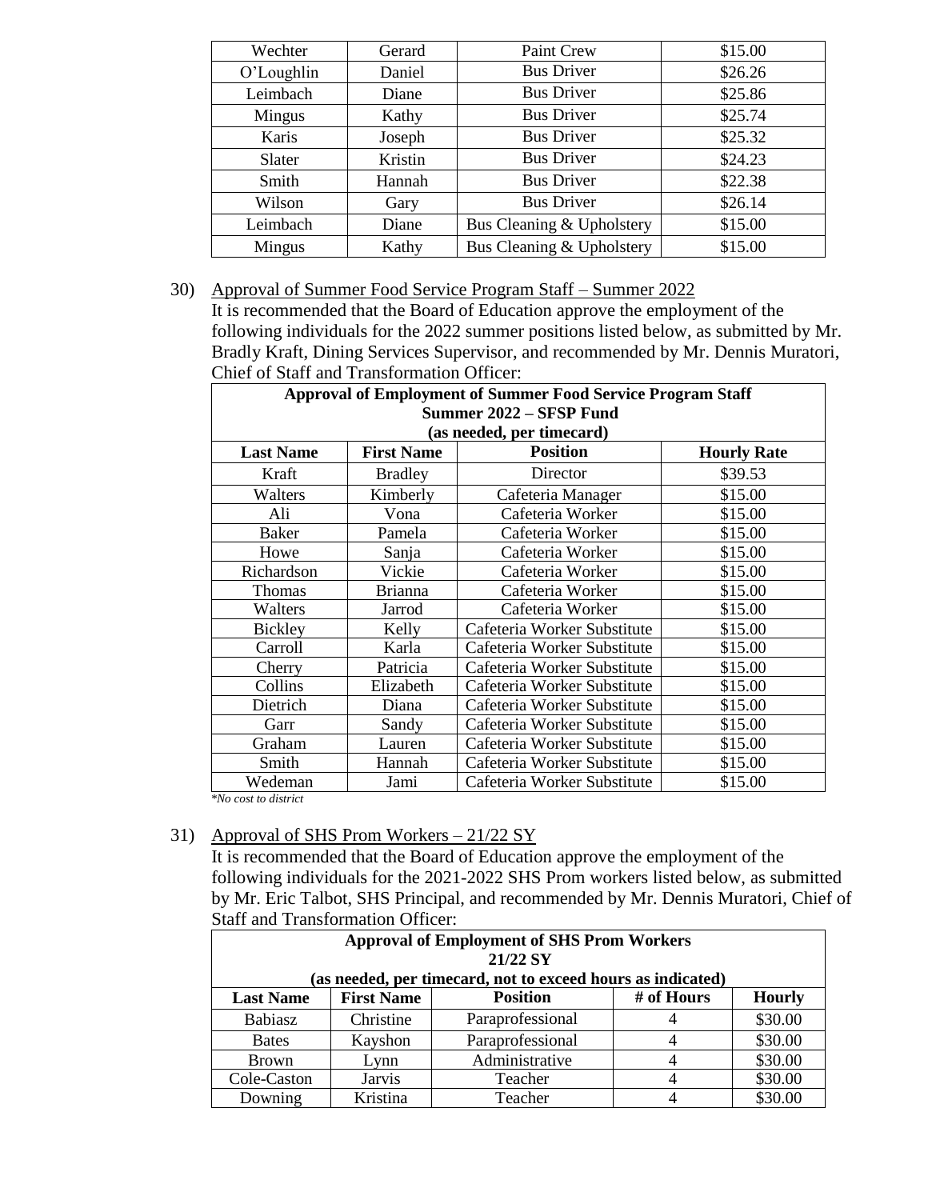| Wechter | Gerard | Paint Crew | $15.00 |
|---|---|---|---|
| O'Loughlin | Daniel | Bus Driver | $26.26 |
| Leimbach | Diane | Bus Driver | $25.86 |
| Mingus | Kathy | Bus Driver | $25.74 |
| Karis | Joseph | Bus Driver | $25.32 |
| Slater | Kristin | Bus Driver | $24.23 |
| Smith | Hannah | Bus Driver | $22.38 |
| Wilson | Gary | Bus Driver | $26.14 |
| Leimbach | Diane | Bus Cleaning & Upholstery | $15.00 |
| Mingus | Kathy | Bus Cleaning & Upholstery | $15.00 |

30) Approval of Summer Food Service Program Staff – Summer 2022

It is recommended that the Board of Education approve the employment of the following individuals for the 2022 summer positions listed below, as submitted by Mr. Bradly Kraft, Dining Services Supervisor, and recommended by Mr. Dennis Muratori, Chief of Staff and Transformation Officer:

| **Approval of Employment of Summer Food Service Program Staff Summer 2022 – SFSP Fund (as needed, per timecard)** | | | |
|---|---|---|---|
| **Last Name** | **First Name** | **Position** | **Hourly Rate** |
| Kraft | Bradley | Director | $39.53 |
| Walters | Kimberly | Cafeteria Manager | $15.00 |
| Ali | Vona | Cafeteria Worker | $15.00 |
| Baker | Pamela | Cafeteria Worker | $15.00 |
| Howe | Sanja | Cafeteria Worker | $15.00 |
| Richardson | Vickie | Cafeteria Worker | $15.00 |
| Thomas | Brianna | Cafeteria Worker | $15.00 |
| Walters | Jarrod | Cafeteria Worker | $15.00 |
| Bickley | Kelly | Cafeteria Worker Substitute | $15.00 |
| Carroll | Karla | Cafeteria Worker Substitute | $15.00 |
| Cherry | Patricia | Cafeteria Worker Substitute | $15.00 |
| Collins | Elizabeth | Cafeteria Worker Substitute | $15.00 |
| Dietrich | Diana | Cafeteria Worker Substitute | $15.00 |
| Garr | Sandy | Cafeteria Worker Substitute | $15.00 |
| Graham | Lauren | Cafeteria Worker Substitute | $15.00 |
| Smith | Hannah | Cafeteria Worker Substitute | $15.00 |
| Wedeman | Jami | Cafeteria Worker Substitute | $15.00 |

*\*No cost to district*

31) Approval of SHS Prom Workers – 21/22 SY

It is recommended that the Board of Education approve the employment of the following individuals for the 2021-2022 SHS Prom workers listed below, as submitted by Mr. Eric Talbot, SHS Principal, and recommended by Mr. Dennis Muratori, Chief of Staff and Transformation Officer:

| **Approval of Employment of SHS Prom Workers 21/22 SY (as needed, per timecard, not to exceed hours as indicated)** | | | | |
|---|---|---|---|---|
| **Last Name** | **First Name** | **Position** | **# of Hours** | **Hourly** |
| Babiasz | Christine | Paraprofessional | 4 | $30.00 |
| Bates | Kayshon | Paraprofessional | 4 | $30.00 |
| Brown | Lynn | Administrative | 4 | $30.00 |
| Cole-Caston | Jarvis | Teacher | 4 | $30.00 |
| Downing | Kristina | Teacher | 4 | $30.00 |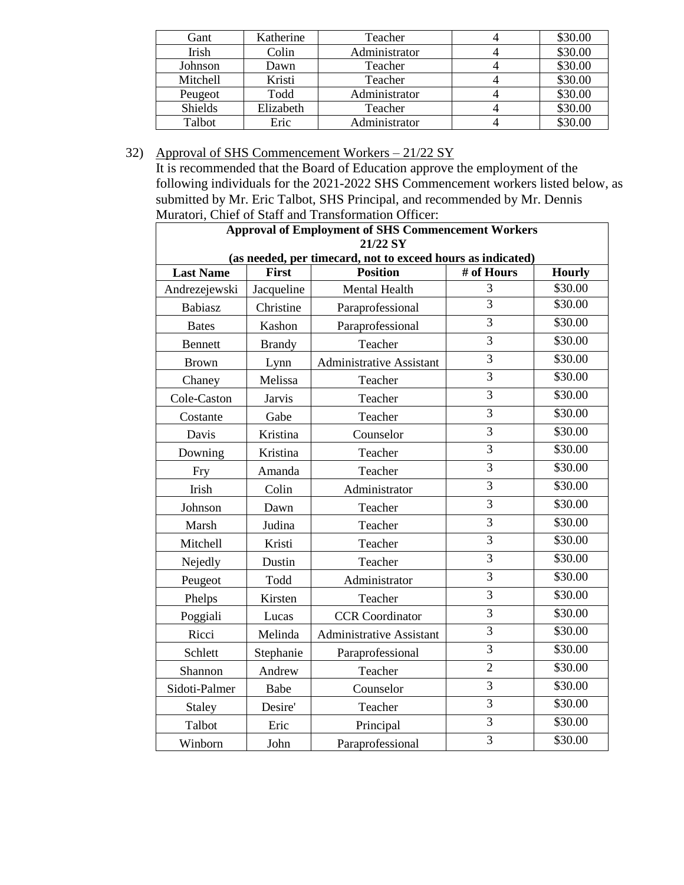| Gant | Katherine | Teacher | 4 | \$30.00 |
|---|---|---|---|---|
| Irish | Colin | Administrator | 4 | \$30.00 |
| Johnson | Dawn | Teacher | 4 | \$30.00 |
| Mitchell | Kristi | Teacher | 4 | \$30.00 |
| Peugeot | Todd | Administrator | 4 | \$30.00 |
| Shields | Elizabeth | Teacher | 4 | \$30.00 |
| Talbot | Eric | Administrator | 4 | \$30.00 |

32) Approval of SHS Commencement Workers – 21/22 SY

It is recommended that the Board of Education approve the employment of the following individuals for the 2021-2022 SHS Commencement workers listed below, as submitted by Mr. Eric Talbot, SHS Principal, and recommended by Mr. Dennis Muratori, Chief of Staff and Transformation Officer:

| **Approval of Employment of SHS Commencement Workers 21/22 SY (as needed, per timecard, not to exceed hours as indicated)** | | | | |
|---|---|---|---|---|
| **Last Name** | **First** | **Position** | **# of Hours** | **Hourly** |
| Andrezejewski | Jacqueline | Mental Health | 3 | \$30.00 |
| Babiasz | Christine | Paraprofessional | 3 | \$30.00 |
| Bates | Kashon | Paraprofessional | 3 | \$30.00 |
| Bennett | Brandy | Teacher | 3 | \$30.00 |
| Brown | Lynn | Administrative Assistant | 3 | \$30.00 |
| Chaney | Melissa | Teacher | 3 | \$30.00 |
| Cole-Caston | Jarvis | Teacher | 3 | \$30.00 |
| Costante | Gabe | Teacher | 3 | \$30.00 |
| Davis | Kristina | Counselor | 3 | \$30.00 |
| Downing | Kristina | Teacher | 3 | \$30.00 |
| Fry | Amanda | Teacher | 3 | \$30.00 |
| Irish | Colin | Administrator | 3 | \$30.00 |
| Johnson | Dawn | Teacher | 3 | \$30.00 |
| Marsh | Judina | Teacher | 3 | \$30.00 |
| Mitchell | Kristi | Teacher | 3 | \$30.00 |
| Nejedly | Dustin | Teacher | 3 | \$30.00 |
| Peugeot | Todd | Administrator | 3 | \$30.00 |
| Phelps | Kirsten | Teacher | 3 | \$30.00 |
| Poggiali | Lucas | CCR Coordinator | 3 | \$30.00 |
| Ricci | Melinda | Administrative Assistant | 3 | \$30.00 |
| Schlett | Stephanie | Paraprofessional | 3 | \$30.00 |
| Shannon | Andrew | Teacher | 2 | \$30.00 |
| Sidoti-Palmer | Babe | Counselor | 3 | \$30.00 |
| Staley | Desire' | Teacher | 3 | \$30.00 |
| Talbot | Eric | Principal | 3 | \$30.00 |
| Winborn | John | Paraprofessional | 3 | \$30.00 |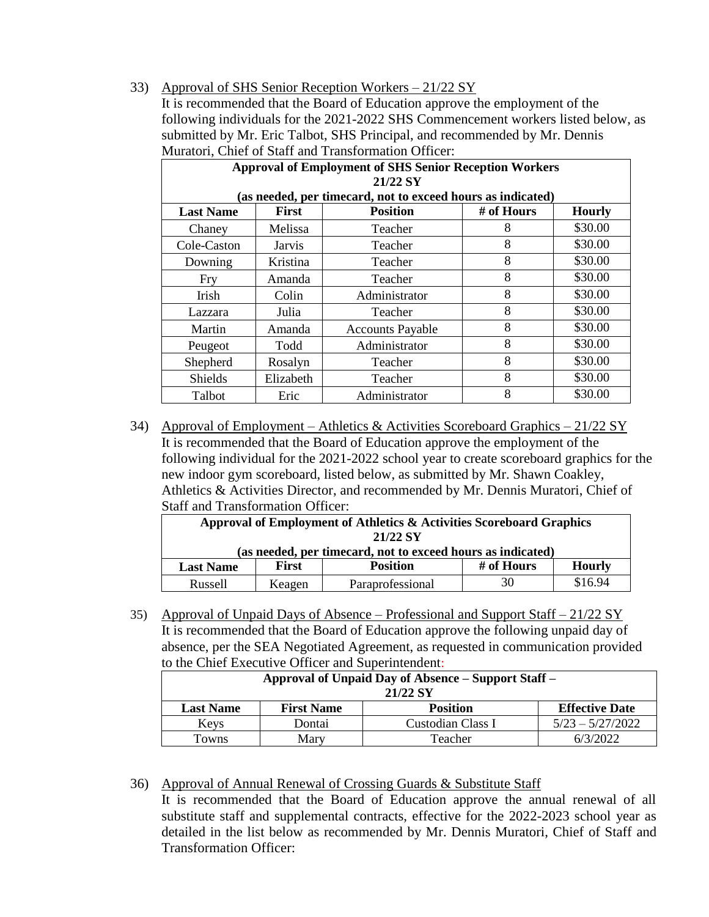33) Approval of SHS Senior Reception Workers – 21/22 SY

It is recommended that the Board of Education approve the employment of the following individuals for the 2021-2022 SHS Commencement workers listed below, as submitted by Mr. Eric Talbot, SHS Principal, and recommended by Mr. Dennis Muratori, Chief of Staff and Transformation Officer:

| **Approval of Employment of SHS Senior Reception Workers 21/22 SY (as needed, per timecard, not to exceed hours as indicated)** | | | | |
|---|---|---|---|---|
| **Last Name** | **First** | **Position** | **# of Hours** | **Hourly** |
| Chaney | Melissa | Teacher | 8 | \$30.00 |
| Cole-Caston | Jarvis | Teacher | 8 | \$30.00 |
| Downing | Kristina | Teacher | 8 | \$30.00 |
| Fry | Amanda | Teacher | 8 | \$30.00 |
| Irish | Colin | Administrator | 8 | \$30.00 |
| Lazzara | Julia | Teacher | 8 | \$30.00 |
| Martin | Amanda | Accounts Payable | 8 | \$30.00 |
| Peugeot | Todd | Administrator | 8 | \$30.00 |
| Shepherd | Rosalyn | Teacher | 8 | \$30.00 |
| Shields | Elizabeth | Teacher | 8 | \$30.00 |
| Talbot | Eric | Administrator | 8 | \$30.00 |

34) Approval of Employment – Athletics & Activities Scoreboard Graphics – 21/22 SY

It is recommended that the Board of Education approve the employment of the following individual for the 2021-2022 school year to create scoreboard graphics for the new indoor gym scoreboard, listed below, as submitted by Mr. Shawn Coakley, Athletics & Activities Director, and recommended by Mr. Dennis Muratori, Chief of Staff and Transformation Officer:

| **Approval of Employment of Athletics & Activities Scoreboard Graphics 21/22 SY (as needed, per timecard, not to exceed hours as indicated)** | | | | |
|---|---|---|---|---|
| **Last Name** | **First** | **Position** | **# of Hours** | **Hourly** |
| Russell | Keagen | Paraprofessional | 30 | \$16.94 |

35) Approval of Unpaid Days of Absence – Professional and Support Staff – 21/22 SY

It is recommended that the Board of Education approve the following unpaid day of absence, per the SEA Negotiated Agreement, as requested in communication provided to the Chief Executive Officer and Superintendent:

| **Approval of Unpaid Day of Absence – Support Staff – 21/22 SY** | | | |
|---|---|---|---|
| **Last Name** | **First Name** | **Position** | **Effective Date** |
| Keys | Dontai | Custodian Class I | 5/23 – 5/27/2022 |
| Towns | Mary | Teacher | 6/3/2022 |

36) Approval of Annual Renewal of Crossing Guards & Substitute Staff

It is recommended that the Board of Education approve the annual renewal of all substitute staff and supplemental contracts, effective for the 2022-2023 school year as detailed in the list below as recommended by Mr. Dennis Muratori, Chief of Staff and Transformation Officer: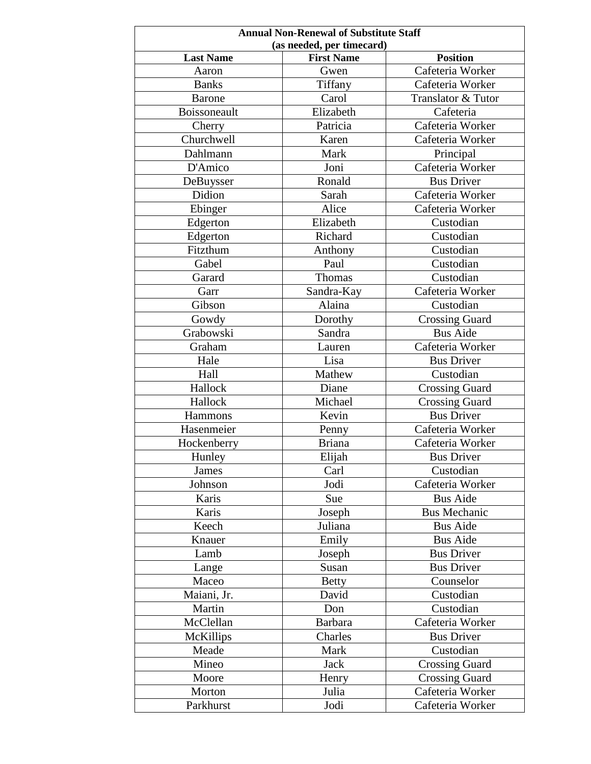| Annual Non-Renewal of Substitute Staff (as needed, per timecard) | | |
|---|---|---|
| **Last Name** | **First Name** | **Position** |
| Aaron | Gwen | Cafeteria Worker |
| Banks | Tiffany | Cafeteria Worker |
| Barone | Carol | Translator & Tutor |
| Boissoneault | Elizabeth | Cafeteria |
| Cherry | Patricia | Cafeteria Worker |
| Churchwell | Karen | Cafeteria Worker |
| Dahlmann | Mark | Principal |
| D'Amico | Joni | Cafeteria Worker |
| DeBuysser | Ronald | Bus Driver |
| Didion | Sarah | Cafeteria Worker |
| Ebinger | Alice | Cafeteria Worker |
| Edgerton | Elizabeth | Custodian |
| Edgerton | Richard | Custodian |
| Fitzthum | Anthony | Custodian |
| Gabel | Paul | Custodian |
| Garard | Thomas | Custodian |
| Garr | Sandra-Kay | Cafeteria Worker |
| Gibson | Alaina | Custodian |
| Gowdy | Dorothy | Crossing Guard |
| Grabowski | Sandra | Bus Aide |
| Graham | Lauren | Cafeteria Worker |
| Hale | Lisa | Bus Driver |
| Hall | Mathew | Custodian |
| Hallock | Diane | Crossing Guard |
| Hallock | Michael | Crossing Guard |
| Hammons | Kevin | Bus Driver |
| Hasenmeier | Penny | Cafeteria Worker |
| Hockenberry | Briana | Cafeteria Worker |
| Hunley | Elijah | Bus Driver |
| James | Carl | Custodian |
| Johnson | Jodi | Cafeteria Worker |
| Karis | Sue | Bus Aide |
| Karis | Joseph | Bus Mechanic |
| Keech | Juliana | Bus Aide |
| Knauer | Emily | Bus Aide |
| Lamb | Joseph | Bus Driver |
| Lange | Susan | Bus Driver |
| Maceo | Betty | Counselor |
| Maiani, Jr. | David | Custodian |
| Martin | Don | Custodian |
| McClellan | Barbara | Cafeteria Worker |
| McKillips | Charles | Bus Driver |
| Meade | Mark | Custodian |
| Mineo | Jack | Crossing Guard |
| Moore | Henry | Crossing Guard |
| Morton | Julia | Cafeteria Worker |
| Parkhurst | Jodi | Cafeteria Worker |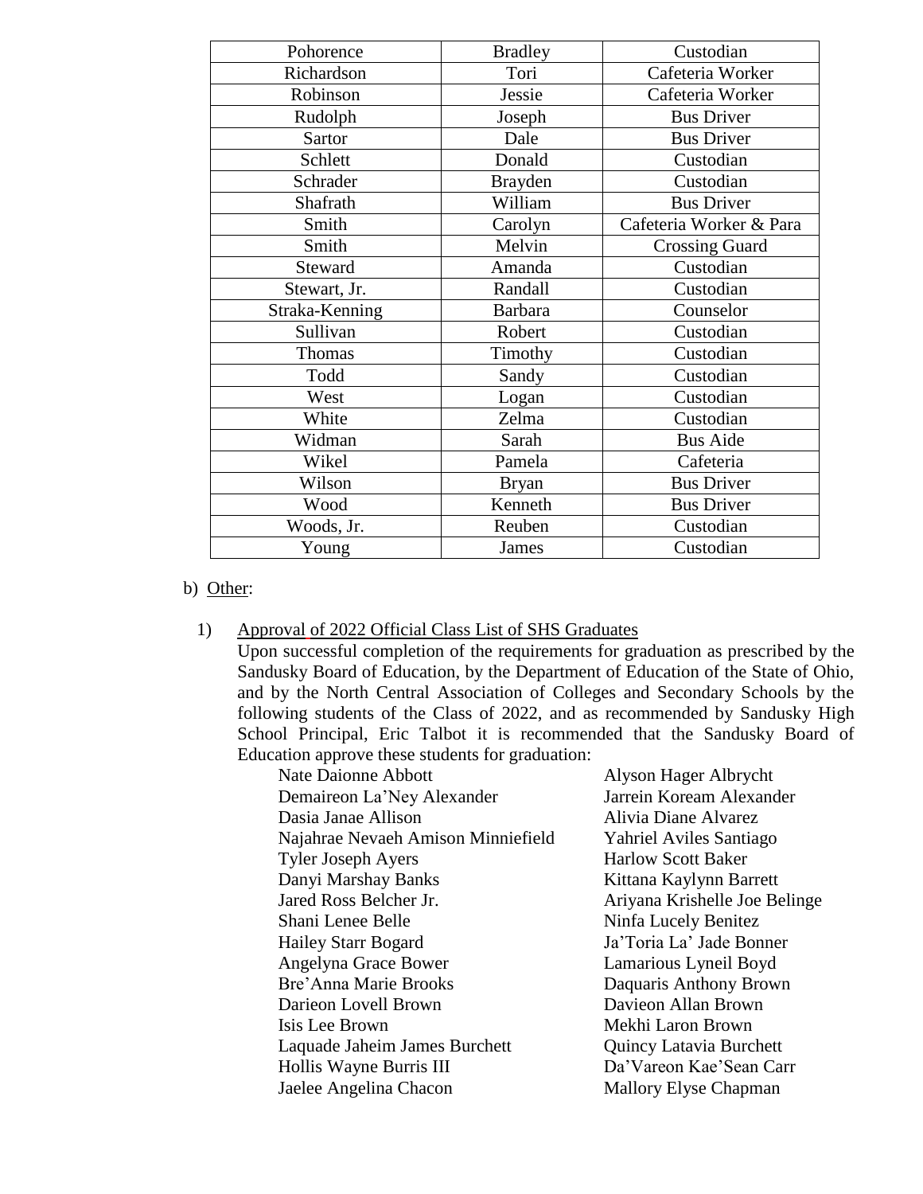| Pohorence | Bradley | Custodian |
|---|---|---|
| Richardson | Tori | Cafeteria Worker |
| Robinson | Jessie | Cafeteria Worker |
| Rudolph | Joseph | Bus Driver |
| Sartor | Dale | Bus Driver |
| Schlett | Donald | Custodian |
| Schrader | Brayden | Custodian |
| Shafrath | William | Bus Driver |
| Smith | Carolyn | Cafeteria Worker & Para |
| Smith | Melvin | Crossing Guard |
| Steward | Amanda | Custodian |
| Stewart, Jr. | Randall | Custodian |
| Straka-Kenning | Barbara | Counselor |
| Sullivan | Robert | Custodian |
| Thomas | Timothy | Custodian |
| Todd | Sandy | Custodian |
| West | Logan | Custodian |
| White | Zelma | Custodian |
| Widman | Sarah | Bus Aide |
| Wikel | Pamela | Cafeteria |
| Wilson | Bryan | Bus Driver |
| Wood | Kenneth | Bus Driver |
| Woods, Jr. | Reuben | Custodian |
| Young | James | Custodian |

b) Other:

1) Approval of 2022 Official Class List of SHS Graduates

Upon successful completion of the requirements for graduation as prescribed by the Sandusky Board of Education, by the Department of Education of the State of Ohio, and by the North Central Association of Colleges and Secondary Schools by the following students of the Class of 2022, and as recommended by Sandusky High School Principal, Eric Talbot it is recommended that the Sandusky Board of Education approve these students for graduation:

Nate Daionne Abbott
Alyson Hager Albrycht
Demaireon La'Ney Alexander
Jarrein Koream Alexander
Dasia Janae Allison
Alivia Diane Alvarez
Najahrae Nevaeh Amison Minniefield
Yahriel Aviles Santiago
Tyler Joseph Ayers
Harlow Scott Baker
Danyi Marshay Banks
Kittana Kaylynn Barrett
Jared Ross Belcher Jr.
Ariyana Krishelle Joe Belinge
Shani Lenee Belle
Ninfa Lucely Benitez
Hailey Starr Bogard
Ja'Toria La' Jade Bonner
Angelyna Grace Bower
Lamarious Lyneil Boyd
Bre'Anna Marie Brooks
Daquaris Anthony Brown
Darieon Lovell Brown
Davieon Allan Brown
Isis Lee Brown
Mekhi Laron Brown
Laquade Jaheim James Burchett
Quincy Latavia Burchett
Hollis Wayne Burris III
Da'Vareon Kae'Sean Carr
Jaelee Angelina Chacon
Mallory Elyse Chapman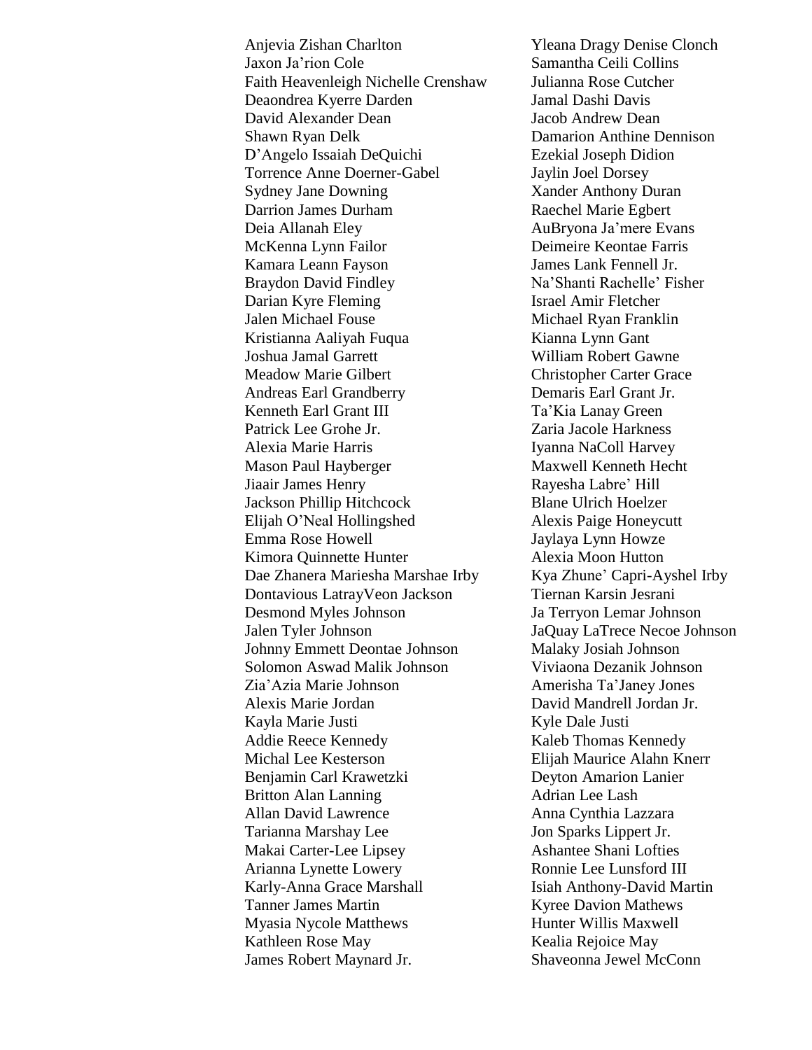Anjevia Zishan Charlton
Yleana Dragy Denise Clonch
Jaxon Ja'rion Cole
Samantha Ceili Collins
Faith Heavenleigh Nichelle Crenshaw
Julianna Rose Cutcher
Deaondrea Kyerre Darden
Jamal Dashi Davis
David Alexander Dean
Jacob Andrew Dean
Shawn Ryan Delk
Damarion Anthine Dennison
D'Angelo Issaiah DeQuichi
Ezekial Joseph Didion
Torrence Anne Doerner-Gabel
Jaylin Joel Dorsey
Sydney Jane Downing
Xander Anthony Duran
Darrion James Durham
Raechel Marie Egbert
Deia Allanah Eley
AuBryona Ja'mere Evans
McKenna Lynn Failor
Deimeire Keontae Farris
Kamara Leann Fayson
James Lank Fennell Jr.
Braydon David Findley
Na'Shanti Rachelle' Fisher
Darian Kyre Fleming
Israel Amir Fletcher
Jalen Michael Fouse
Michael Ryan Franklin
Kristianna Aaliyah Fuqua
Kianna Lynn Gant
Joshua Jamal Garrett
William Robert Gawne
Meadow Marie Gilbert
Christopher Carter Grace
Andreas Earl Grandberry
Demaris Earl Grant Jr.
Kenneth Earl Grant III
Ta'Kia Lanay Green
Patrick Lee Grohe Jr.
Zaria Jacole Harkness
Alexia Marie Harris
Iyanna NaColl Harvey
Mason Paul Hayberger
Maxwell Kenneth Hecht
Jiaair James Henry
Rayesha Labre' Hill
Jackson Phillip Hitchcock
Blane Ulrich Hoelzer
Elijah O'Neal Hollingshed
Alexis Paige Honeycutt
Emma Rose Howell
Jaylaya Lynn Howze
Kimora Quinnette Hunter
Alexia Moon Hutton
Dae Zhanera Mariesha Marshae Irby
Kya Zhune' Capri-Ayshel Irby
Dontavious LatrayVeon Jackson
Tiernan Karsin Jesrani
Desmond Myles Johnson
Ja Terryon Lemar Johnson
Jalen Tyler Johnson
JaQuay LaTrece Necoe Johnson
Johnny Emmett Deontae Johnson
Malaky Josiah Johnson
Solomon Aswad Malik Johnson
Viviaona Dezanik Johnson
Zia'Azia Marie Johnson
Amerisha Ta'Janey Jones
Alexis Marie Jordan
David Mandrell Jordan Jr.
Kayla Marie Justi
Kyle Dale Justi
Addie Reece Kennedy
Kaleb Thomas Kennedy
Michal Lee Kesterson
Elijah Maurice Alahn Knerr
Benjamin Carl Krawetzki
Deyton Amarion Lanier
Britton Alan Lanning
Adrian Lee Lash
Allan David Lawrence
Anna Cynthia Lazzara
Tarianna Marshay Lee
Jon Sparks Lippert Jr.
Makai Carter-Lee Lipsey
Ashantee Shani Lofties
Arianna Lynette Lowery
Ronnie Lee Lunsford III
Karly-Anna Grace Marshall
Isiah Anthony-David Martin
Tanner James Martin
Kyree Davion Mathews
Myasia Nycole Matthews
Hunter Willis Maxwell
Kathleen Rose May
Kealia Rejoice May
James Robert Maynard Jr.
Shaveonna Jewel McConn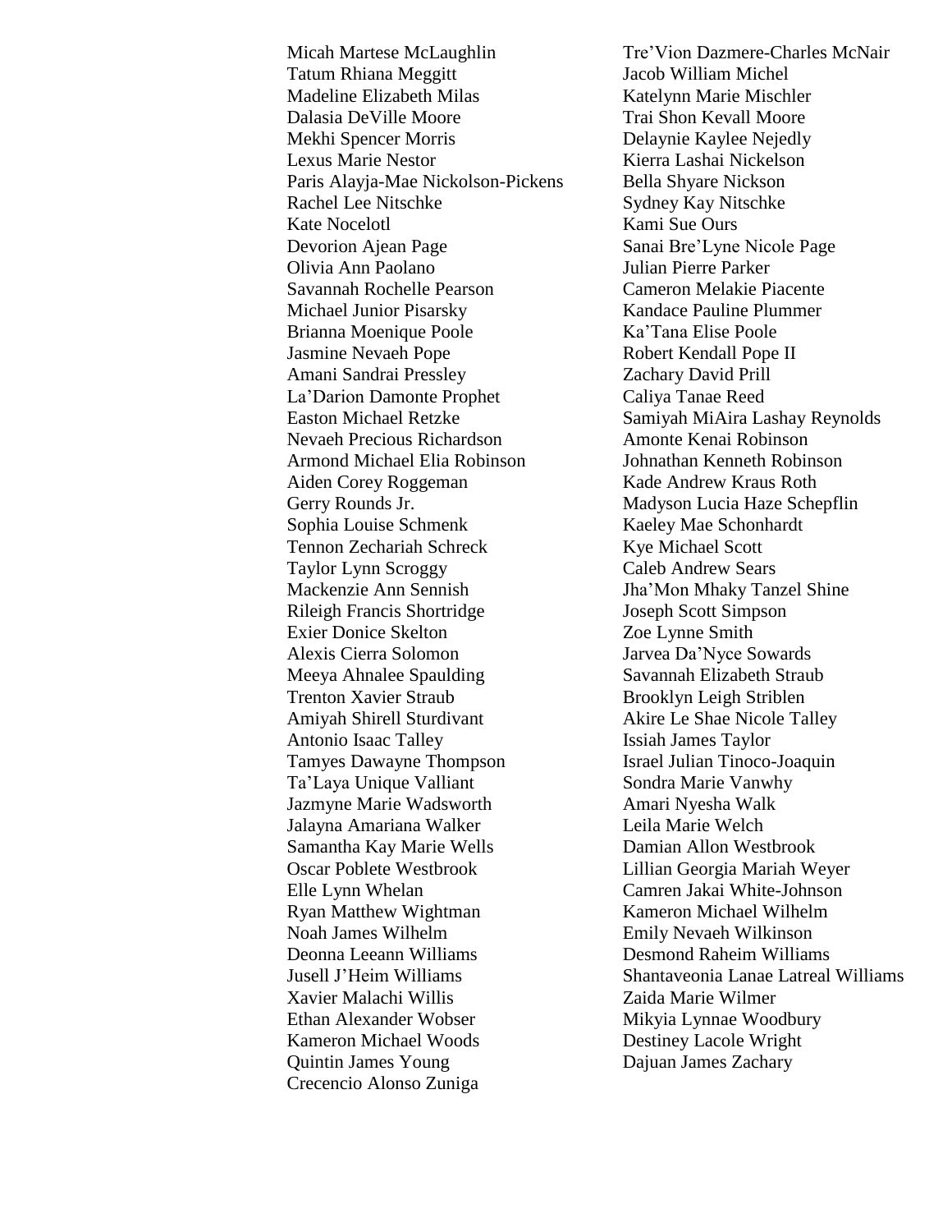Micah Martese McLaughlin
Tre'Vion Dazmere-Charles McNair
Tatum Rhiana Meggitt
Jacob William Michel
Madeline Elizabeth Milas
Katelynn Marie Mischler
Dalasia DeVille Moore
Trai Shon Kevall Moore
Mekhi Spencer Morris
Delaynie Kaylee Nejedly
Lexus Marie Nestor
Kierra Lashai Nickelson
Paris Alayja-Mae Nickolson-Pickens
Bella Shyare Nickson
Rachel Lee Nitschke
Sydney Kay Nitschke
Kate Nocelotl
Kami Sue Ours
Devorion Ajean Page
Sanai Bre'Lyne Nicole Page
Olivia Ann Paolano
Julian Pierre Parker
Savannah Rochelle Pearson
Cameron Melakie Piacente
Michael Junior Pisarsky
Kandace Pauline Plummer
Brianna Moenique Poole
Ka'Tana Elise Poole
Jasmine Nevaeh Pope
Robert Kendall Pope II
Amani Sandrai Pressley
Zachary David Prill
La'Darion Damonte Prophet
Caliya Tanae Reed
Easton Michael Retzke
Samiyah MiAira Lashay Reynolds
Nevaeh Precious Richardson
Amonte Kenai Robinson
Armond Michael Elia Robinson
Johnathan Kenneth Robinson
Aiden Corey Roggeman
Kade Andrew Kraus Roth
Gerry Rounds Jr.
Madyson Lucia Haze Schepflin
Sophia Louise Schmenk
Kaeley Mae Schonhardt
Tennon Zechariah Schreck
Kye Michael Scott
Taylor Lynn Scroggy
Caleb Andrew Sears
Mackenzie Ann Sennish
Jha'Mon Mhaky Tanzel Shine
Rileigh Francis Shortridge
Joseph Scott Simpson
Exier Donice Skelton
Zoe Lynne Smith
Alexis Cierra Solomon
Jarvea Da'Nyce Sowards
Meeya Ahnalee Spaulding
Savannah Elizabeth Straub
Trenton Xavier Straub
Brooklyn Leigh Striblen
Amiyah Shirell Sturdivant
Akire Le Shae Nicole Talley
Antonio Isaac Talley
Issiah James Taylor
Tamyes Dawayne Thompson
Israel Julian Tinoco-Joaquin
Ta'Laya Unique Valliant
Sondra Marie Vanwhy
Jazmyne Marie Wadsworth
Amari Nyesha Walk
Jalayna Amariana Walker
Leila Marie Welch
Samantha Kay Marie Wells
Damian Allon Westbrook
Oscar Poblete Westbrook
Lillian Georgia Mariah Weyer
Elle Lynn Whelan
Camren Jakai White-Johnson
Ryan Matthew Wightman
Kameron Michael Wilhelm
Noah James Wilhelm
Emily Nevaeh Wilkinson
Deonna Leeann Williams
Desmond Raheim Williams
Jusell J'Heim Williams
Shantaveonia Lanae Latreal Williams
Xavier Malachi Willis
Zaida Marie Wilmer
Ethan Alexander Wobser
Mikyia Lynnae Woodbury
Kameron Michael Woods
Destiney Lacole Wright
Quintin James Young
Dajuan James Zachary
Crecencio Alonso Zuniga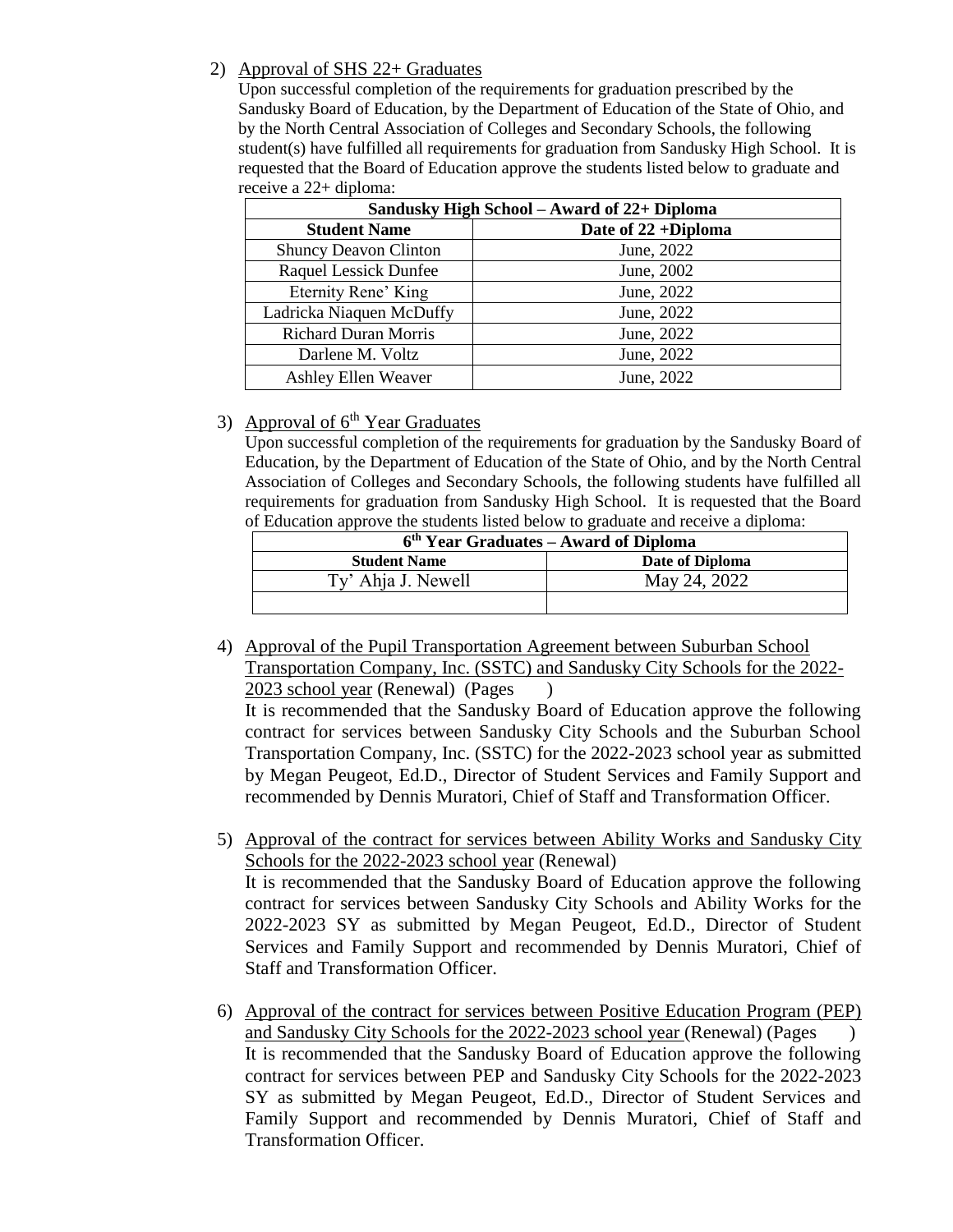2) Approval of SHS 22+ Graduates

Upon successful completion of the requirements for graduation prescribed by the Sandusky Board of Education, by the Department of Education of the State of Ohio, and by the North Central Association of Colleges and Secondary Schools, the following student(s) have fulfilled all requirements for graduation from Sandusky High School. It is requested that the Board of Education approve the students listed below to graduate and receive a 22+ diploma:

| Sandusky High School – Award of 22+ Diploma | |
|---|---|
| **Student Name** | **Date of 22 +Diploma** |
| Shuncy Deavon Clinton | June, 2022 |
| Raquel Lessick Dunfee | June, 2002 |
| Eternity Rene' King | June, 2022 |
| Ladricka Niaquen McDuffy | June, 2022 |
| Richard Duran Morris | June, 2022 |
| Darlene M. Voltz | June, 2022 |
| Ashley Ellen Weaver | June, 2022 |

3) Approval of 6th Year Graduates

Upon successful completion of the requirements for graduation by the Sandusky Board of Education, by the Department of Education of the State of Ohio, and by the North Central Association of Colleges and Secondary Schools, the following students have fulfilled all requirements for graduation from Sandusky High School. It is requested that the Board of Education approve the students listed below to graduate and receive a diploma:

| 6th Year Graduates – Award of Diploma | |
|---|---|
| **Student Name** | **Date of Diploma** |
| Ty' Ahja J. Newell | May 24, 2022 |
| | |

4) Approval of the Pupil Transportation Agreement between Suburban School Transportation Company, Inc. (SSTC) and Sandusky City Schools for the 2022-2023 school year (Renewal) (Pages )

It is recommended that the Sandusky Board of Education approve the following contract for services between Sandusky City Schools and the Suburban School Transportation Company, Inc. (SSTC) for the 2022-2023 school year as submitted by Megan Peugeot, Ed.D., Director of Student Services and Family Support and recommended by Dennis Muratori, Chief of Staff and Transformation Officer.

5) Approval of the contract for services between Ability Works and Sandusky City Schools for the 2022-2023 school year (Renewal)

It is recommended that the Sandusky Board of Education approve the following contract for services between Sandusky City Schools and Ability Works for the 2022-2023 SY as submitted by Megan Peugeot, Ed.D., Director of Student Services and Family Support and recommended by Dennis Muratori, Chief of Staff and Transformation Officer.

6) Approval of the contract for services between Positive Education Program (PEP) and Sandusky City Schools for the 2022-2023 school year (Renewal) (Pages )

It is recommended that the Sandusky Board of Education approve the following contract for services between PEP and Sandusky City Schools for the 2022-2023 SY as submitted by Megan Peugeot, Ed.D., Director of Student Services and Family Support and recommended by Dennis Muratori, Chief of Staff and Transformation Officer.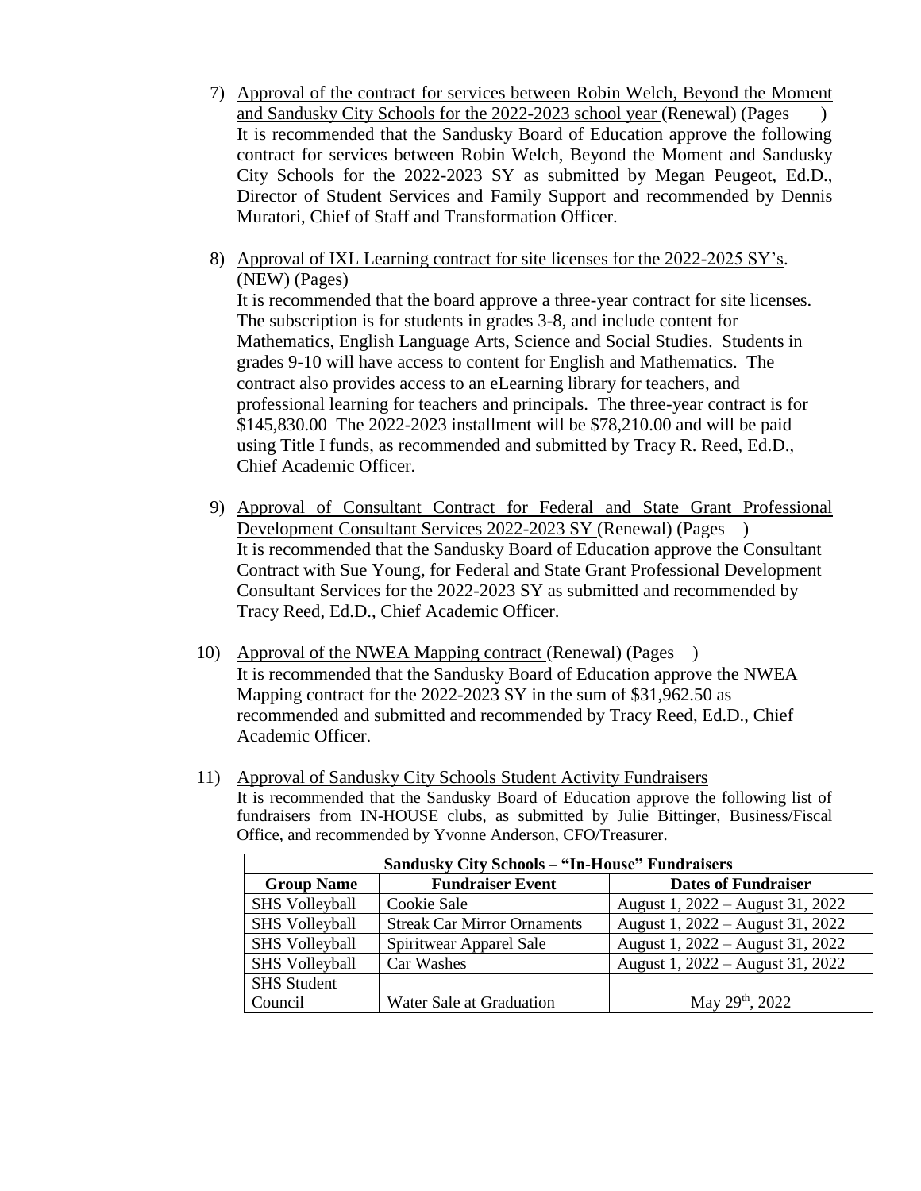7) Approval of the contract for services between Robin Welch, Beyond the Moment and Sandusky City Schools for the 2022-2023 school year (Renewal) (Pages )
   It is recommended that the Sandusky Board of Education approve the following contract for services between Robin Welch, Beyond the Moment and Sandusky City Schools for the 2022-2023 SY as submitted by Megan Peugeot, Ed.D., Director of Student Services and Family Support and recommended by Dennis Muratori, Chief of Staff and Transformation Officer.

8) Approval of IXL Learning contract for site licenses for the 2022-2025 SY's. (NEW) (Pages)
   It is recommended that the board approve a three-year contract for site licenses. The subscription is for students in grades 3-8, and include content for Mathematics, English Language Arts, Science and Social Studies. Students in grades 9-10 will have access to content for English and Mathematics. The contract also provides access to an eLearning library for teachers, and professional learning for teachers and principals. The three-year contract is for $145,830.00 The 2022-2023 installment will be $78,210.00 and will be paid using Title I funds, as recommended and submitted by Tracy R. Reed, Ed.D., Chief Academic Officer.

9) Approval of Consultant Contract for Federal and State Grant Professional Development Consultant Services 2022-2023 SY (Renewal) (Pages )
   It is recommended that the Sandusky Board of Education approve the Consultant Contract with Sue Young, for Federal and State Grant Professional Development Consultant Services for the 2022-2023 SY as submitted and recommended by Tracy Reed, Ed.D., Chief Academic Officer.

10) Approval of the NWEA Mapping contract (Renewal) (Pages )
    It is recommended that the Sandusky Board of Education approve the NWEA Mapping contract for the 2022-2023 SY in the sum of $31,962.50 as recommended and submitted and recommended by Tracy Reed, Ed.D., Chief Academic Officer.

11) Approval of Sandusky City Schools Student Activity Fundraisers
    It is recommended that the Sandusky Board of Education approve the following list of fundraisers from IN-HOUSE clubs, as submitted by Julie Bittinger, Business/Fiscal Office, and recommended by Yvonne Anderson, CFO/Treasurer.

| Sandusky City Schools – "In-House" Fundraisers | | |
|---|---|---|
| **Group Name** | **Fundraiser Event** | **Dates of Fundraiser** |
| SHS Volleyball | Cookie Sale | August 1, 2022 – August 31, 2022 |
| SHS Volleyball | Streak Car Mirror Ornaments | August 1, 2022 – August 31, 2022 |
| SHS Volleyball | Spiritwear Apparel Sale | August 1, 2022 – August 31, 2022 |
| SHS Volleyball | Car Washes | August 1, 2022 – August 31, 2022 |
| SHS Student Council | Water Sale at Graduation | May 29th, 2022 |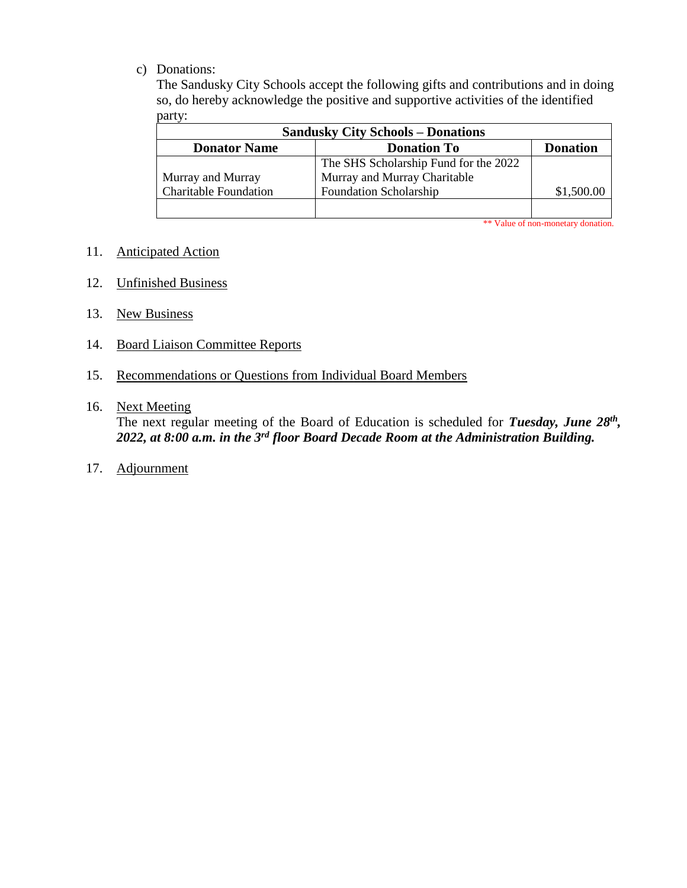c) Donations:
The Sandusky City Schools accept the following gifts and contributions and in doing so, do hereby acknowledge the positive and supportive activities of the identified party:

| Sandusky City Schools – Donations | | |
|---|---|---|
| **Donator Name** | **Donation To** | **Donation** |
| Murray and Murray Charitable Foundation | The SHS Scholarship Fund for the 2022 Murray and Murray Charitable Foundation Scholarship | $1,500.00 |
| | | |

** Value of non-monetary donation.

11. Anticipated Action

12. Unfinished Business

13. New Business

14. Board Liaison Committee Reports

15. Recommendations or Questions from Individual Board Members

16. Next Meeting
The next regular meeting of the Board of Education is scheduled for ***Tuesday, June 28th, 2022, at 8:00 a.m. in the 3rd floor Board Decade Room at the Administration Building.***

17. Adjournment